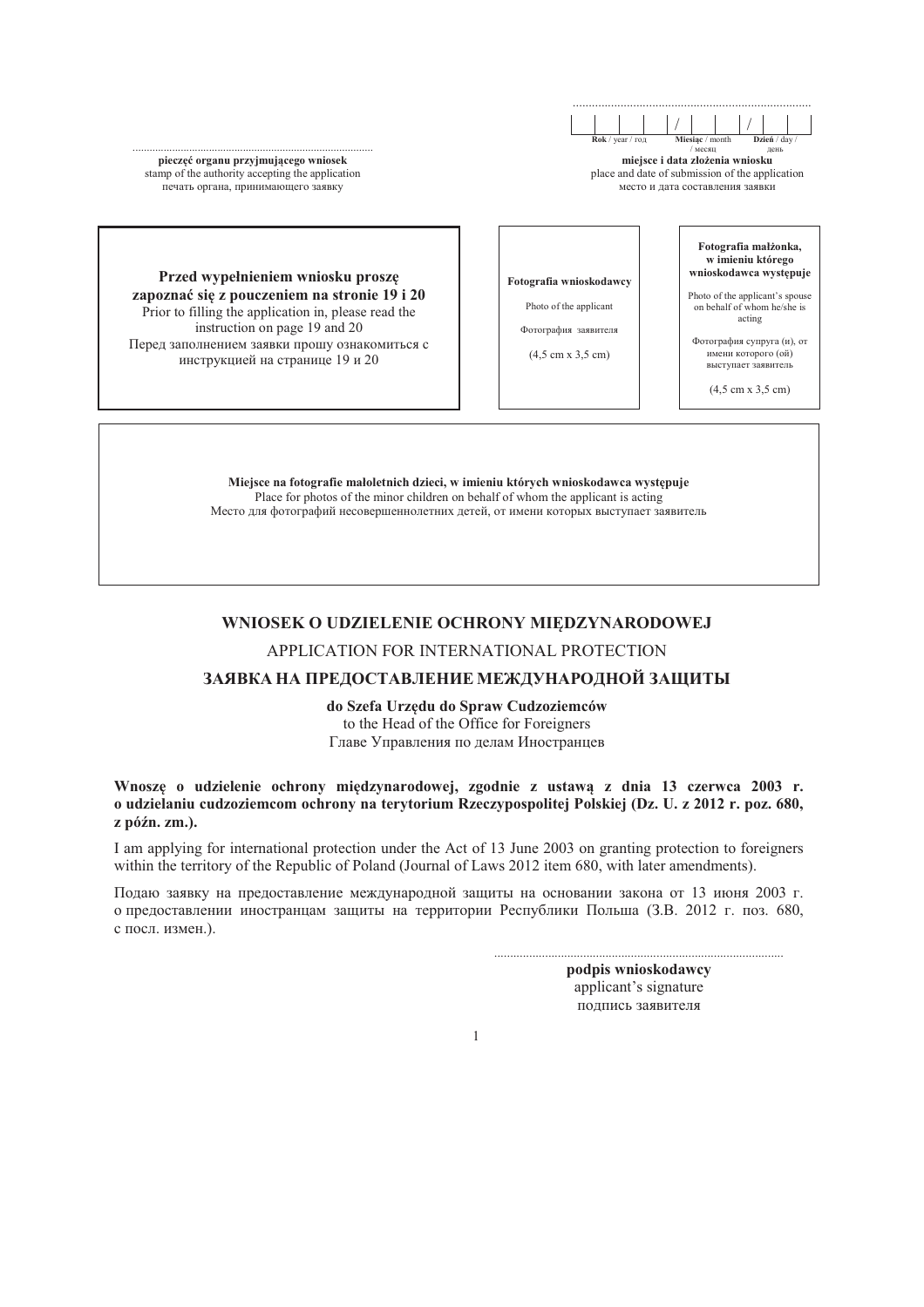............................................................................
pieczęć organu przyjmującego wniosek
stamp of the authority accepting the application
печать органа, принимающего заявку

............................................................................

| | | | | / | | | / | | |
|---|---|---|---|---|---|---|---|---|---|

**Rok** / year / год **Miesiąc** / month / месяц **Dzień** / day / день

**miejsce i data złożenia wniosku**
place and date of submission of the application
место и дата составления заявки

**Przed wypełnieniem wniosku proszę zapoznać się z pouczeniem na stronie 19 i 20**
Prior to filling the application in, please read the instruction on page 19 and 20
Перед заполнением заявки прошу ознакомиться с инструкцией на странице 19 и 20

**Fotografia wnioskodawcy**
Photo of the applicant
Фотография заявителя
(4,5 cm x 3,5 cm)

**Fotografia małżonka, w imieniu którego wnioskodawca występuje**
Photo of the applicant's spouse on behalf of whom he/she is acting
Фотография супруга (и), от имени которого (ой) выступает заявитель
(4,5 cm x 3,5 cm)

**Miejsce na fotografie małoletnich dzieci, w imieniu których wnioskodawca występuje**
Place for photos of the minor children on behalf of whom the applicant is acting
Место для фотографий несовершеннолетних детей, от имени которых выступает заявитель

# WNIOSEK O UDZIELENIE OCHRONY MIĘDZYNARODOWEJ

## APPLICATION FOR INTERNATIONAL PROTECTION

## ЗАЯВКА НА ПРЕДОСТАВЛЕНИЕ МЕЖДУНАРОДНОЙ ЗАЩИТЫ

**do Szefa Urzędu do Spraw Cudzoziemców**
to the Head of the Office for Foreigners
Главе Управления по делам Иностранцев

**Wnoszę o udzielenie ochrony międzynarodowej, zgodnie z ustawą z dnia 13 czerwca 2003 r. o udzielaniu cudzoziemcom ochrony na terytorium Rzeczypospolitej Polskiej (Dz. U. z 2012 r. poz. 680, z późn. zm.).**

I am applying for international protection under the Act of 13 June 2003 on granting protection to foreigners within the territory of the Republic of Poland (Journal of Laws 2012 item 680, with later amendments).

Подаю заявку на предоставление международной защиты на основании закона от 13 июня 2003 г. о предоставлении иностранцам защиты на территории Республики Польша (З.В. 2012 г. поз. 680, с посл. измен.).

............................................................................
**podpis wnioskodawcy**
applicant's signature
подпись заявителя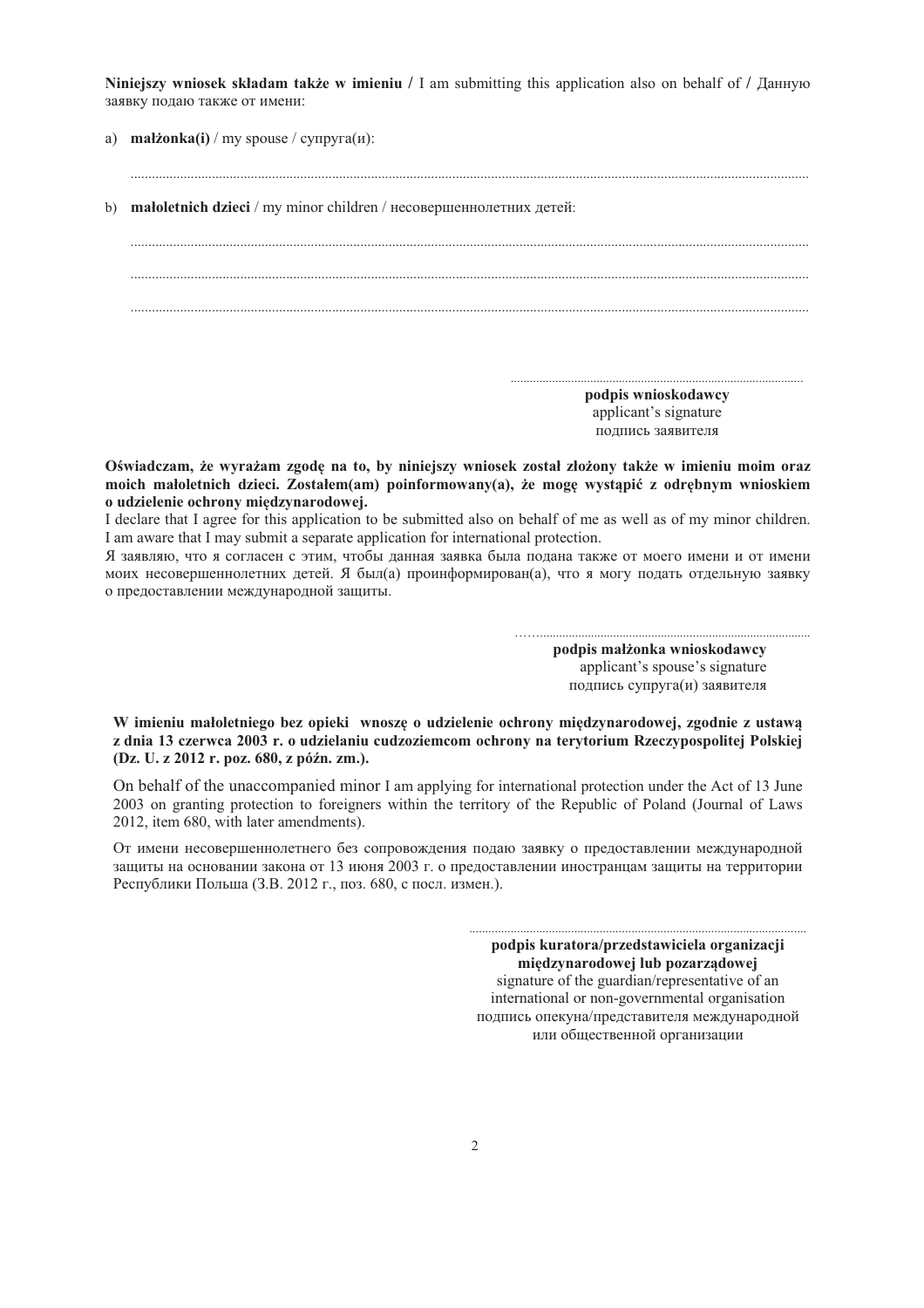**Niniejszy wniosek składam także w imieniu /** I am submitting this application also on behalf of / Данную заявку подаю также от имени:

a) **małżonka(i)** / my spouse / супруга(и):

.................................................................................................................................................................................

b) **małoletnich dzieci** / my minor children / несовершеннолетних детей:

.................................................................................................................................................................................

.................................................................................................................................................................................

.................................................................................................................................................................................

..........................................................................................

**podpis wnioskodawcy**
applicant's signature
подпись заявителя

**Oświadczam, że wyrażam zgodę na to, by niniejszy wniosek został złożony także w imieniu moim oraz moich małoletnich dzieci. Zostałem(am) poinformowany(a), że mogę wystąpić z odrębnym wnioskiem o udzielenie ochrony międzynarodowej.**

I declare that I agree for this application to be submitted also on behalf of me as well as of my minor children. I am aware that I may submit a separate application for international protection.

Я заявляю, что я согласен с этим, чтобы данная заявка была подана также от моего имени и от имени моих несовершеннолетних детей. Я был(а) проинформирован(а), что я могу подать отдельную заявку о предоставлении международной защиты.

……......................................................................................

**podpis małżonka wnioskodawcy**
applicant's spouse's signature
подпись супруга(и) заявителя

**W imieniu małoletniego bez opieki wnoszę o udzielenie ochrony międzynarodowej, zgodnie z ustawą z dnia 13 czerwca 2003 r. o udzielaniu cudzoziemcom ochrony na terytorium Rzeczypospolitej Polskiej (Dz. U. z 2012 r. poz. 680, z późn. zm.).**

On behalf of the unaccompanied minor I am applying for international protection under the Act of 13 June 2003 on granting protection to foreigners within the territory of the Republic of Poland (Journal of Laws 2012, item 680, with later amendments).

От имени несовершеннолетнего без сопровождения подаю заявку о предоставлении международной защиты на основании закона от 13 июня 2003 г. о предоставлении иностранцам защиты на территории Республики Польша (З.В. 2012 г., поз. 680, с посл. измен.).

..................................................................................................

**podpis kuratora/przedstawiciela organizacji międzynarodowej lub pozarządowej**
signature of the guardian/representative of an international or non-governmental organisation
подпись опекуна/представителя международной или общественной организации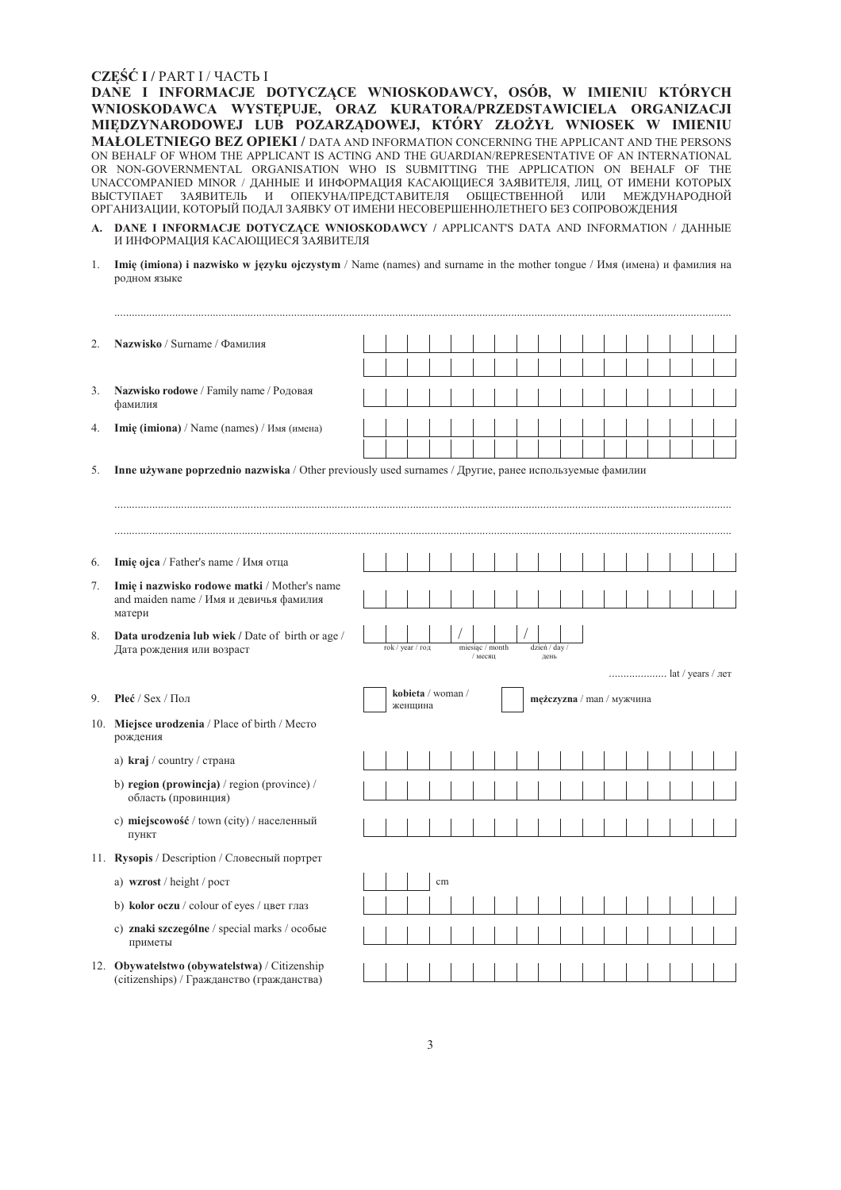## CZĘŚĆ I / PART I / ЧАСТЬ I

**DANE I INFORMACJE DOTYCZĄCE WNIOSKODAWCY, OSÓB, W IMIENIU KTÓRYCH WNIOSKODAWCA WYSTĘPUJE, ORAZ KURATORA/PRZEDSTAWICIELA ORGANIZACJI MIĘDZYNARODOWEJ LUB POZARZĄDOWEJ, KTÓRY ZŁOŻYŁ WNIOSEK W IMIENIU MAŁOLETNIEGO BEZ OPIEKI /** DATA AND INFORMATION CONCERNING THE APPLICANT AND THE PERSONS ON BEHALF OF WHOM THE APPLICANT IS ACTING AND THE GUARDIAN/REPRESENTATIVE OF AN INTERNATIONAL OR NON-GOVERNMENTAL ORGANISATION WHO IS SUBMITTING THE APPLICATION ON BEHALF OF THE UNACCOMPANIED MINOR / ДАННЫЕ И ИНФОРМАЦИЯ КАСАЮЩИЕСЯ ЗАЯВИТЕЛЯ, ЛИЦ, ОТ ИМЕНИ КОТОРЫХ ВЫСТУПАЕТ ЗАЯВИТЕЛЬ И ОПЕКУНА/ПРЕДСТАВИТЕЛЯ ОБЩЕСТВЕННОЙ ИЛИ МЕЖДУНАРОДНОЙ ОРГАНИЗАЦИИ, КОТОРЫЙ ПОДАЛ ЗАЯВКУ ОТ ИМЕНИ НЕСОВЕРШЕННОЛЕТНЕГО БЕЗ СОПРОВОЖДЕНИЯ

### A. DANE I INFORMACJE DOTYCZĄCE WNIOSKODAWCY / APPLICANT'S DATA AND INFORMATION / ДАННЫЕ И ИНФОРМАЦИЯ КАСАЮЩИЕСЯ ЗАЯВИТЕЛЯ

1. **Imię (imiona) i nazwisko w języku ojczystym** / Name (names) and surname in the mother tongue / Имя (имена) и фамилия на родном языке

..........................................................................................................................................

2. **Nazwisko** / Surname / Фамилия

3. **Nazwisko rodowe** / Family name / Родовая фамилия

4. **Imię (imiona)** / Name (names) / Имя (имена)

5. **Inne używane poprzednio nazwiska** / Other previously used surnames / Другие, ранее используемые фамилии

..........................................................................................................................................

..........................................................................................................................................

6. **Imię ojca** / Father's name / Имя отца

7. **Imię i nazwisko rodowe matki** / Mother's name and maiden name / Имя и девичья фамилия матери

8. **Data urodzenia lub wiek /** Date of birth or age / Дата рождения или возраст

   rok / year / год / miesiąc / month / месяц / dzień / day / день

   .................... lat / years / лет

9. **Płeć** / Sex / Пол

   ☐ **kobieta** / woman / женщина ☐ **mężczyzna** / man / мужчина

10. **Miejsce urodzenia** / Place of birth / Место рождения

    a) **kraj** / country / страна

    b) **region (prowincja)** / region (province) / область (провинция)

    c) **miejscowość** / town (city) / населенный пункт

11. **Rysopis** / Description / Словесный портрет

    a) **wzrost** / height / рост — cm

    b) **kolor oczu** / colour of eyes / цвет глаз

    c) **znaki szczególne** / special marks / особые приметы

12. **Obywatelstwo (obywatelstwa)** / Citizenship (citizenships) / Гражданство (гражданства)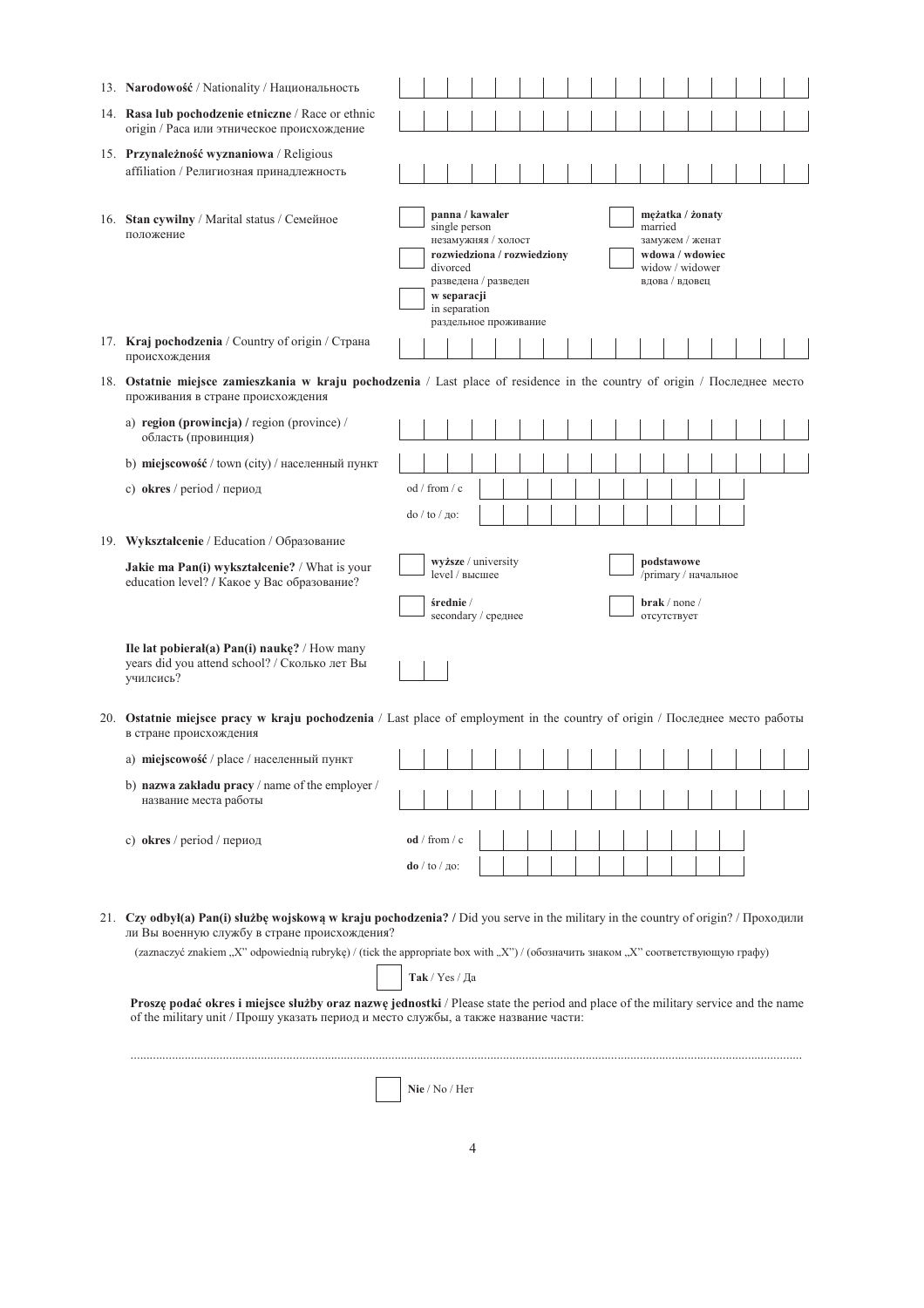13. **Narodowość** / Nationality / Национальность

14. **Rasa lub pochodzenie etniczne** / Race or ethnic origin / Раса или этническое происхождение

15. **Przynależność wyznaniowa** / Religious affiliation / Религиозная принадлежность

16. **Stan cywilny** / Marital status / Семейное положение

☐ **panna / kawaler** single person незамужняя / холост

☐ **mężatka / żonaty** married замужем / женат

☐ **rozwiedziona / rozwiedziony** divorced разведена / разведен

☐ **wdowa / wdowiec** widow / widower вдова / вдовец

☐ **w separacji** in separation раздельное проживание

17. **Kraj pochodzenia** / Country of origin / Страна происхождения

18. **Ostatnie miejsce zamieszkania w kraju pochodzenia** / Last place of residence in the country of origin / Последнее место проживания в стране происхождения

a) **region (prowincja) /** region (province) / область (провинция)

b) **miejscowość** / town (city) / населенный пункт

c) **okres** / period / период

od / from / с

do / to / до:

19. **Wykształcenie** / Education / Образование

**Jakie ma Pan(i) wykształcenie?** / What is your education level? **/** Какое у Вас образование?

☐ **wyższe** / university level / высшее

☐ **podstawowe** /primary / начальное

☐ **średnie** / secondary / среднее

☐ **brak** / none / отсутствует

**Ile lat pobierał(a) Pan(i) naukę?** / How many years did you attend school? / Сколько лет Вы учились?

20. **Ostatnie miejsce pracy w kraju pochodzenia** / Last place of employment in the country of origin / Последнее место работы в стране происхождения

a) **miejscowość** / place / населенный пункт

b) **nazwa zakładu pracy** / name of the employer / название места работы

c) **okres** / period / период

**od** / from / с

**do** / to / до:

21. **Czy odbył(a) Pan(i) służbę wojskową w kraju pochodzenia? /** Did you serve in the military in the country of origin? / Проходили ли Вы военную службу в стране происхождения?

(zaznaczyć znakiem „X" odpowiednią rubrykę) / (tick the appropriate box with „X") / (обозначить знаком „X" соответствующую графу)

☐ **Tak** / Yes / Да

**Proszę podać okres i miejsce służby oraz nazwę jednostki** / Please state the period and place of the military service and the name of the military unit / Прошу указать период и место службы, а также название части:

.............................................................................................................................................................................................

☐ **Nie** / No / Нет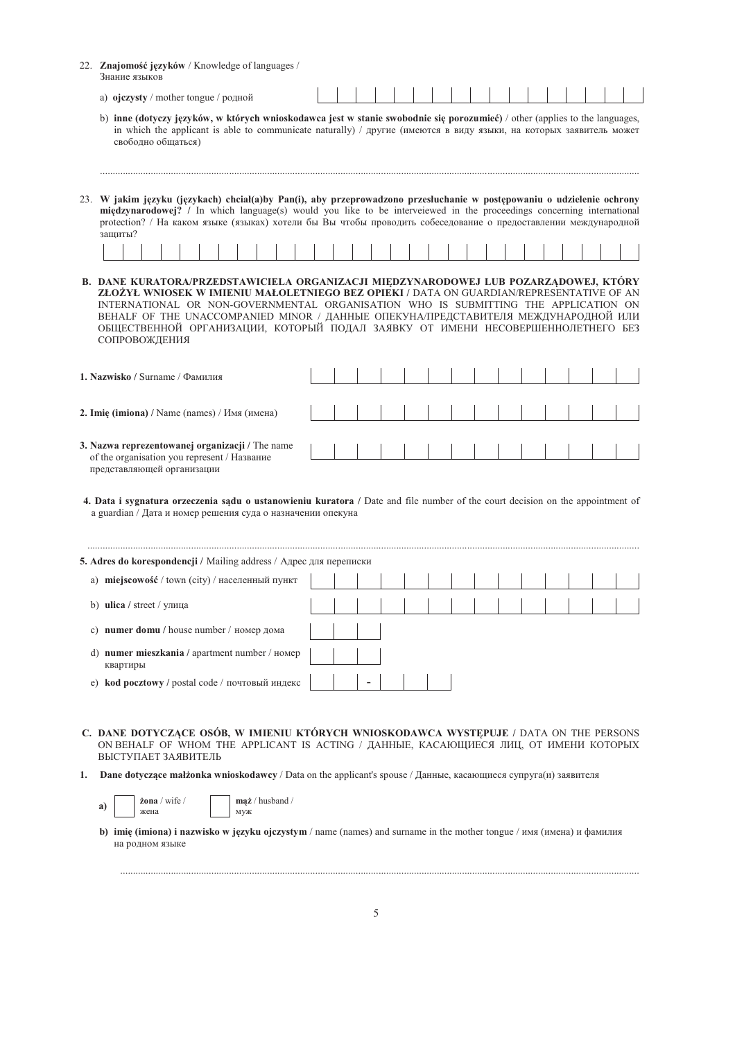22. **Znajomość języków** / Knowledge of languages / Знание языков

a) **ojczysty** / mother tongue / родной

b) **inne (dotyczy języków, w których wnioskodawca jest w stanie swobodnie się porozumieć)** / other (applies to the languages, in which the applicant is able to communicate naturally) / другие (имеются в виду языки, на которых заявитель может свободно общаться)

........................................................................................................................................................................................

23. **W jakim języku (językach) chciał(a)by Pan(i), aby przeprowadzono przesłuchanie w postępowaniu o udzielenie ochrony międzynarodowej? /** In which language(s) would you like to be interveiewed in the proceedings concerning international protection? / На каком языке (языках) хотели бы Вы чтобы проводить собеседование о предоставлении международной защиты?

**B. DANE KURATORA/PRZEDSTAWICIELA ORGANIZACJI MIĘDZYNARODOWEJ LUB POZARZĄDOWEJ, KTÓRY ZŁOŻYŁ WNIOSEK W IMIENIU MAŁOLETNIEGO BEZ OPIEKI /** DATA ON GUARDIAN/REPRESENTATIVE OF AN INTERNATIONAL OR NON-GOVERNMENTAL ORGANISATION WHO IS SUBMITTING THE APPLICATION ON BEHALF OF THE UNACCOMPANIED MINOR / ДАННЫЕ ОПЕКУНА/ПРЕДСТАВИТЕЛЯ МЕЖДУНАРОДНОЙ ИЛИ ОБЩЕСТВЕННОЙ ОРГАНИЗАЦИИ, КОТОРЫЙ ПОДАЛ ЗАЯВКУ ОТ ИМЕНИ НЕСОВЕРШЕННОЛЕТНЕГО БЕЗ СОПРОВОЖДЕНИЯ

**1. Nazwisko /** Surname / Фамилия

**2. Imię (imiona) /** Name (names) / Имя (имена)

**3. Nazwa reprezentowanej organizacji /** The name of the organisation you represent / Название представляющей организации

**4. Data i sygnatura orzeczenia sądu o ustanowieniu kuratora /** Date and file number of the court decision on the appointment of a guardian / Дата и номер решения суда о назначении опекуна

........................................................................................................................................................................................

**5. Adres do korespondencji /** Mailing address / Адрес для переписки

a) **miejscowość** / town (city) / населенный пункт

b) **ulica /** street / улица

c) **numer domu /** house number / номер дома

d) **numer mieszkania /** apartment number / номер квартиры

e) **kod pocztowy /** postal code / почтовый индекс  __ __ - __ __ __

**C. DANE DOTYCZĄCE OSÓB, W IMIENIU KTÓRYCH WNIOSKODAWCA WYSTĘPUJE /** DATA ON THE PERSONS ON BEHALF OF WHOM THE APPLICANT IS ACTING / ДАННЫЕ, КАСАЮЩИЕСЯ ЛИЦ, ОТ ИМЕНИ КОТОРЫХ ВЫСТУПАЕТ ЗАЯВИТЕЛЬ

**1. Dane dotyczące małżonka wnioskodawcy** / Data on the applicant's spouse / Данные, касающиеся супруга(и) заявителя

**a)** ☐ **żona** / wife / жена ☐ **mąż** / husband / муж

**b) imię (imiona) i nazwisko w języku ojczystym** / name (names) and surname in the mother tongue / имя (имена) и фамилия на родном языке

........................................................................................................................................................................................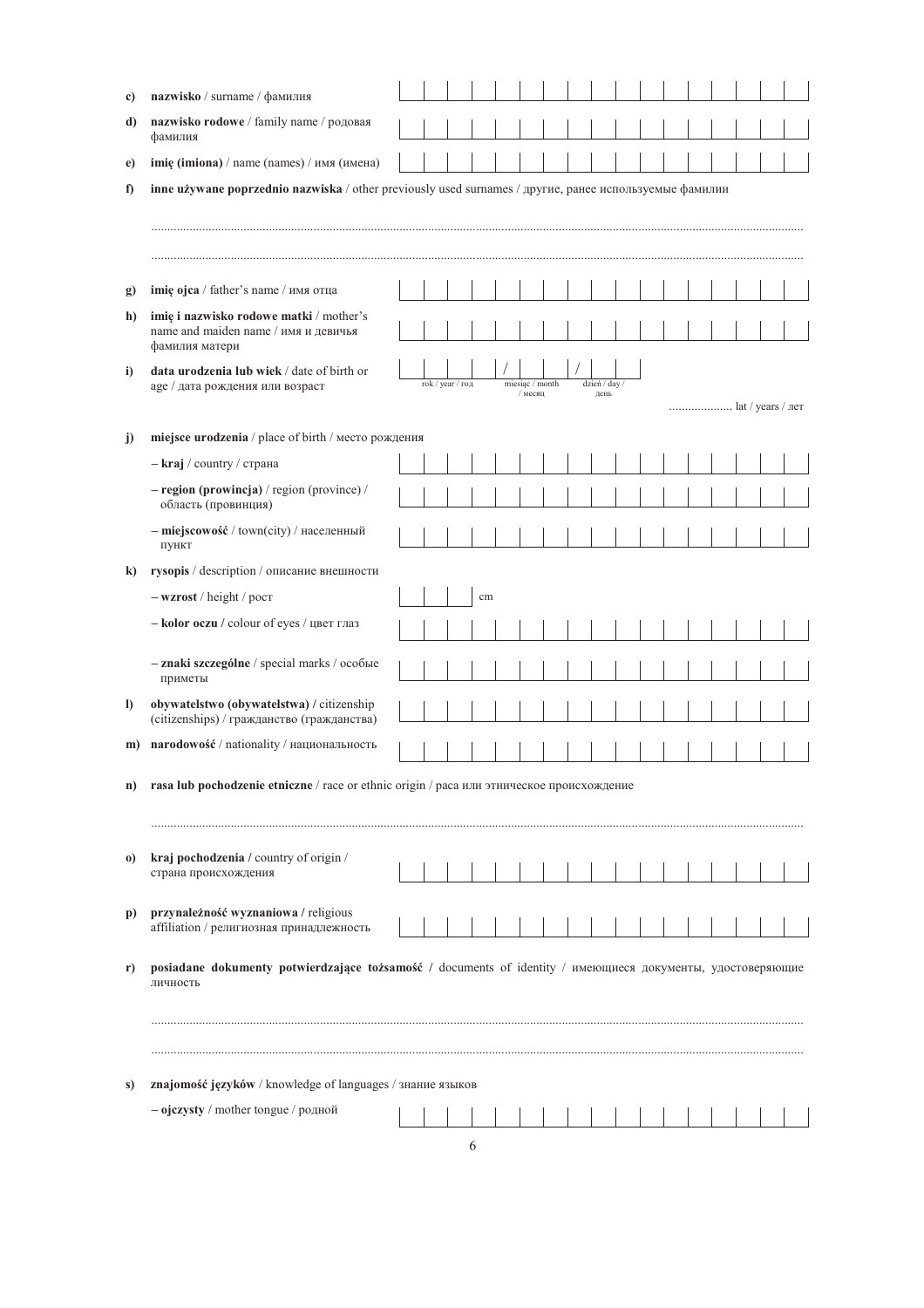**c)** **nazwisko** / surname / фамилия

**d)** **nazwisko rodowe** / family name / родовая фамилия

**e)** **imię (imiona)** / name (names) / имя (имена)

**f)** **inne używane poprzednio nazwiska** / other previously used surnames / другие, ранее используемые фамилии

..........................................................................................................................................................................................

..........................................................................................................................................................................................

**g)** **imię ojca** / father's name / имя отца

**h)** **imię i nazwisko rodowe matki** / mother's name and maiden name / имя и девичья фамилия матери

**i)** **data urodzenia lub wiek** / date of birth or age / дата рождения или возраст

rok / year / год / miesiąc / month / месяц / dzień / day / день

.................... lat / years / лет

**j)** **miejsce urodzenia** / place of birth / место рождения

– **kraj** / country / страна

– **region (prowincja)** / region (province) / область (провинция)

– **miejscowość** / town(city) / населенный пункт

**k)** **rysopis** / description / описание внешности

– **wzrost** / height / рост — cm

– **kolor oczu** / colour of eyes / цвет глаз

– **znaki szczególne** / special marks / особые приметы

**l)** **obywatelstwo (obywatelstwa)** / citizenship (citizenships) / гражданство (гражданства)

**m)** **narodowość** / nationality / национальность

**n)** **rasa lub pochodzenie etniczne** / race or ethnic origin / раса или этническое происхождение

..........................................................................................................................................................................................

**o)** **kraj pochodzenia** / country of origin / страна происхождения

**p)** **przynależność wyznaniowa** / religious affiliation / религиозная принадлежность

**r)** **posiadane dokumenty potwierdzające tożsamość** / documents of identity / имеющиеся документы, удостоверяющие личность

..........................................................................................................................................................................................

..........................................................................................................................................................................................

**s)** **znajomość języków** / knowledge of languages / знание языков

– **ojczysty** / mother tongue / родной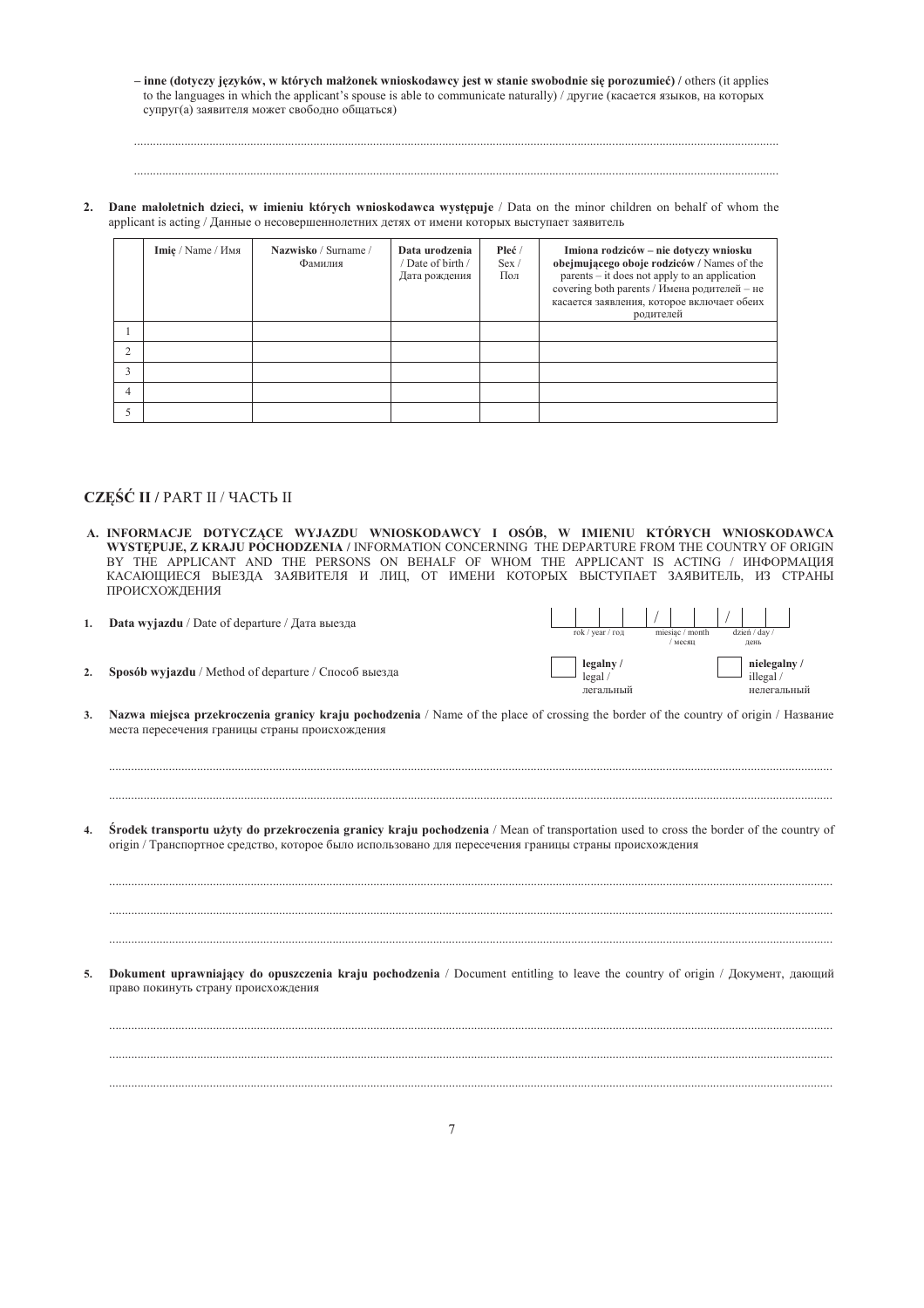– **inne (dotyczy języków, w których małżonek wnioskodawcy jest w stanie swobodnie się porozumieć) /** others (it applies to the languages in which the applicant's spouse is able to communicate naturally) / другие (касается языков, на которых супруг(а) заявителя может свободно общаться)

.................................................................................................................................................................................................

.................................................................................................................................................................................................

**2. Dane małoletnich dzieci, w imieniu których wnioskodawca występuje** / Data on the minor children on behalf of whom the applicant is acting / Данные о несовершеннолетних детях от имени которых выступает заявитель

| | **Imię** / Name / Имя | **Nazwisko** / Surname / Фамилия | **Data urodzenia** / Date of birth / Дата рождения | **Płeć** / Sex / Пол | **Imiona rodziców – nie dotyczy wniosku obejmującego oboje rodziców /** Names of the parents – it does not apply to an application covering both parents / Имена родителей – не касается заявления, которое включает обеих родителей |
|---|---|---|---|---|---|
| 1 | | | | | |
| 2 | | | | | |
| 3 | | | | | |
| 4 | | | | | |
| 5 | | | | | |

## CZĘŚĆ II / PART II / ЧАСТЬ II

### A. INFORMACJE DOTYCZĄCE WYJAZDU WNIOSKODAWCY I OSÓB, W IMIENIU KTÓRYCH WNIOSKODAWCA WYSTĘPUJE, Z KRAJU POCHODZENIA / INFORMATION CONCERNING THE DEPARTURE FROM THE COUNTRY OF ORIGIN BY THE APPLICANT AND THE PERSONS ON BEHALF OF WHOM THE APPLICANT IS ACTING / ИНФОРМАЦИЯ КАСАЮЩИЕСЯ ВЫЕЗДА ЗАЯВИТЕЛЯ И ЛИЦ, ОТ ИМЕНИ КОТОРЫХ ВЫСТУПАЕТ ЗАЯВИТЕЛЬ, ИЗ СТРАНЫ ПРОИСХОЖДЕНИЯ

**1. Data wyjazdu** / Date of departure / Дата выезда

[ ][ ][ ][ ] / [ ][ ] / [ ][ ]
rok / year / год — miesiąc / month / месяц — dzień / day / день

**2. Sposób wyjazdu** / Method of departure / Способ выезда

☐ **legalny /** legal / легальный ☐ **nielegalny /** illegal / нелегальный

**3. Nazwa miejsca przekroczenia granicy kraju pochodzenia** / Name of the place of crossing the border of the country of origin / Название места пересечения границы страны происхождения

.................................................................................................................................................................................................

.................................................................................................................................................................................................

**4. Środek transportu użyty do przekroczenia granicy kraju pochodzenia** / Mean of transportation used to cross the border of the country of origin / Транспортное средство, которое было использовано для пересечения границы страны происхождения

.................................................................................................................................................................................................

.................................................................................................................................................................................................

.................................................................................................................................................................................................

**5. Dokument uprawniający do opuszczenia kraju pochodzenia** / Document entitling to leave the country of origin / Документ, дающий право покинуть страну происхождения

.................................................................................................................................................................................................

.................................................................................................................................................................................................

.................................................................................................................................................................................................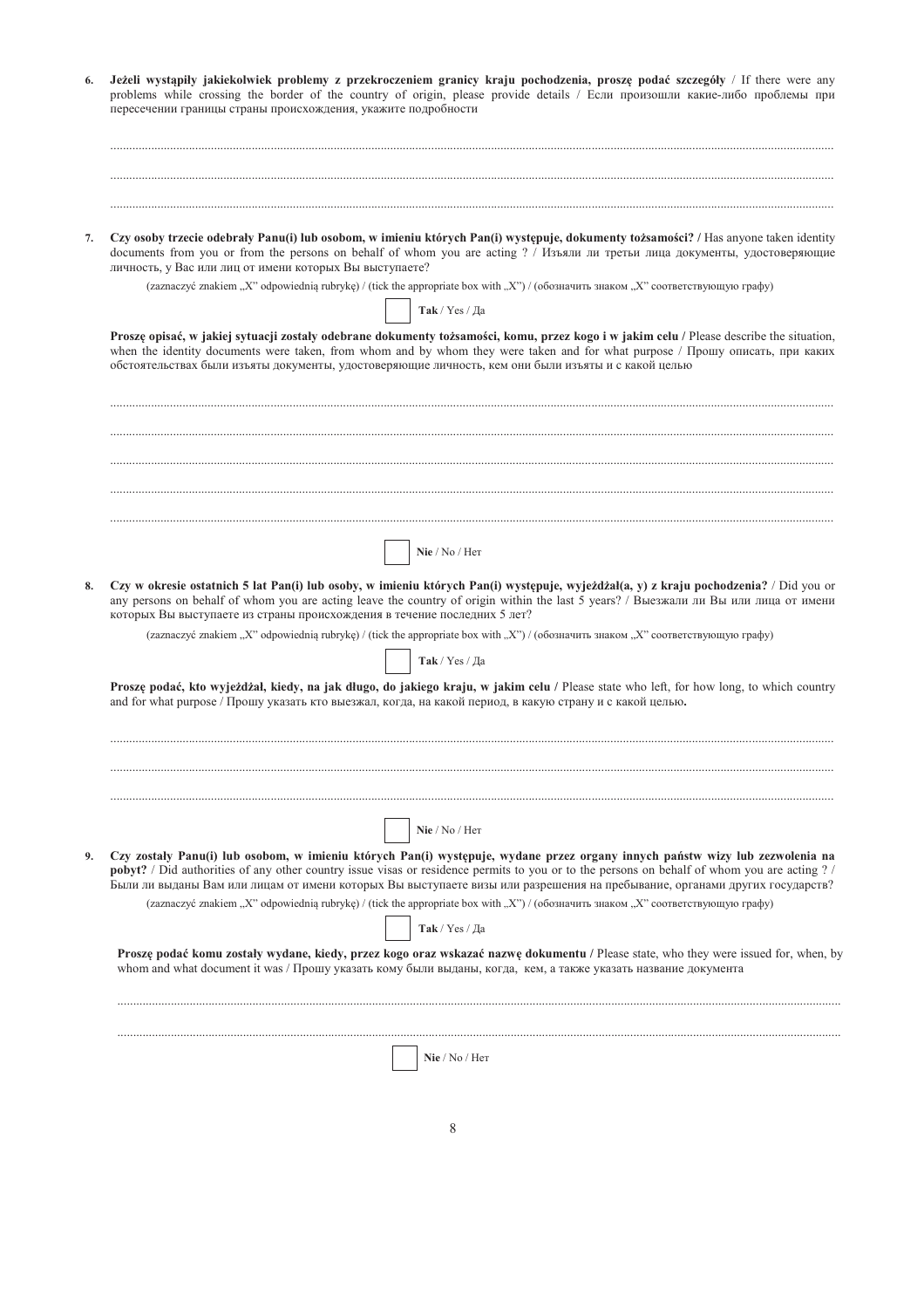6. **Jeżeli wystąpiły jakiekolwiek problemy z przekroczeniem granicy kraju pochodzenia, proszę podać szczegóły** / If there were any problems while crossing the border of the country of origin, please provide details / Если произошли какие-либо проблемы при пересечении границы страны происхождения, укажите подробности

..........................................................................................................................................................................................................

..........................................................................................................................................................................................................

..........................................................................................................................................................................................................

7. **Czy osoby trzecie odebrały Panu(i) lub osobom, w imieniu których Pan(i) występuje, dokumenty tożsamości? /** Has anyone taken identity documents from you or from the persons on behalf of whom you are acting ? / Изъяли ли третьи лица документы, удостоверяющие личность, у Вас или лиц от имени которых Вы выступаете?

(zaznaczyć znakiem „X" odpowiednią rubrykę) / (tick the appropriate box with „X") / (обозначить знаком „X" соответствующую графу)

☐ **Tak** / Yes / Да

**Proszę opisać, w jakiej sytuacji zostały odebrane dokumenty tożsamości, komu, przez kogo i w jakim celu /** Please describe the situation, when the identity documents were taken, from whom and by whom they were taken and for what purpose / Прошу описать, при каких обстоятельствах были изъяты документы, удостоверяющие личность, кем они были изъяты и с какой целью

..........................................................................................................................................................................................................

..........................................................................................................................................................................................................

..........................................................................................................................................................................................................

..........................................................................................................................................................................................................

..........................................................................................................................................................................................................

☐ **Nie** / No / Нет

8. **Czy w okresie ostatnich 5 lat Pan(i) lub osoby, w imieniu których Pan(i) występuje, wyjeżdżał(a, y) z kraju pochodzenia?** / Did you or any persons on behalf of whom you are acting leave the country of origin within the last 5 years? / Выезжали ли Вы или лица от имени которых Вы выступаете из страны происхождения в течение последних 5 лет?

(zaznaczyć znakiem „X" odpowiednią rubrykę) / (tick the appropriate box with „X") / (обозначить знаком „X" соответствующую графу)

☐ **Tak** / Yes / Да

**Proszę podać, kto wyjeżdżał, kiedy, na jak długo, do jakiego kraju, w jakim celu /** Please state who left, for how long, to which country and for what purpose / Прошу указать кто выезжал, когда, на какой период, в какую страну и с какой целью**.**

..........................................................................................................................................................................................................

..........................................................................................................................................................................................................

..........................................................................................................................................................................................................

☐ **Nie** / No / Нет

9. **Czy zostały Panu(i) lub osobom, w imieniu których Pan(i) występuje, wydane przez organy innych państw wizy lub zezwolenia na pobyt?** / Did authorities of any other country issue visas or residence permits to you or to the persons on behalf of whom you are acting ? / Были ли выданы Вам или лицам от имени которых Вы выступаете визы или разрешения на пребывание, органами других государств?

(zaznaczyć znakiem „X" odpowiednią rubrykę) / (tick the appropriate box with „X") / (обозначить знаком „X" соответствующую графу)

☐ **Tak** / Yes / Да

**Proszę podać komu zostały wydane, kiedy, przez kogo oraz wskazać nazwę dokumentu /** Please state, who they were issued for, when, by whom and what document it was / Прошу указать кому были выданы, когда, кем, а также указать название документа

..........................................................................................................................................................................................................

..........................................................................................................................................................................................................

☐ **Nie** / No / Нет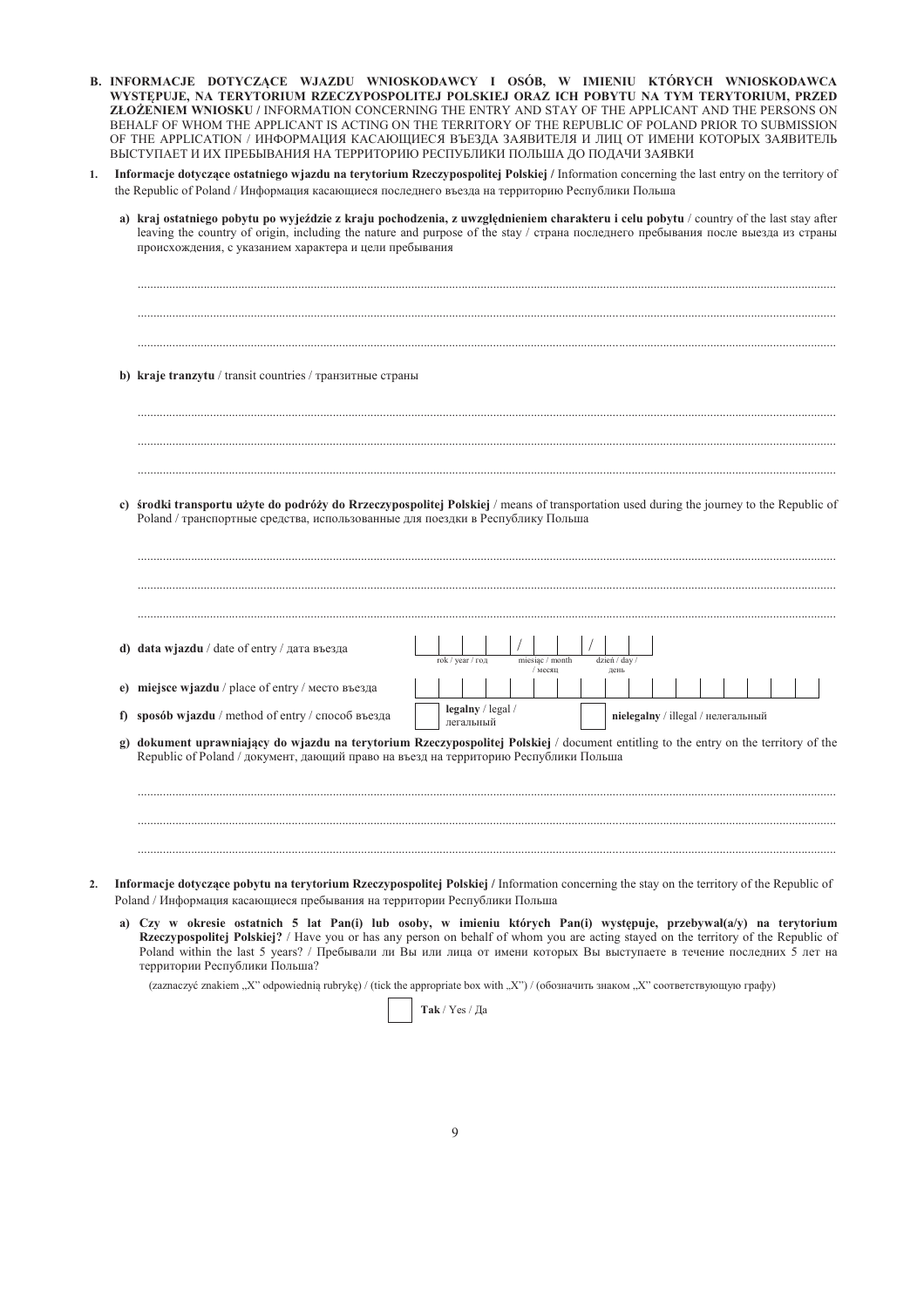**B. INFORMACJE DOTYCZĄCE WJAZDU WNIOSKODAWCY I OSÓB, W IMIENIU KTÓRYCH WNIOSKODAWCA WYSTĘPUJE, NA TERYTORIUM RZECZYPOSPOLITEJ POLSKIEJ ORAZ ICH POBYTU NA TYM TERYTORIUM, PRZED ZŁOŻENIEM WNIOSKU /** INFORMATION CONCERNING THE ENTRY AND STAY OF THE APPLICANT AND THE PERSONS ON BEHALF OF WHOM THE APPLICANT IS ACTING ON THE TERRITORY OF THE REPUBLIC OF POLAND PRIOR TO SUBMISSION OF THE APPLICATION / ИНФОРМАЦИЯ КАСАЮЩИЕСЯ ВЪЕЗДА ЗАЯВИТЕЛЯ И ЛИЦ ОТ ИМЕНИ КОТОРЫХ ЗАЯВИТЕЛЬ ВЫСТУПАЕТ И ИХ ПРЕБЫВАНИЯ НА ТЕРРИТОРИЮ РЕСПУБЛИКИ ПОЛЬША ДО ПОДАЧИ ЗАЯВКИ

1. **Informacje dotyczące ostatniego wjazdu na terytorium Rzeczypospolitej Polskiej /** Information concerning the last entry on the territory of the Republic of Poland / Информация касающиеся последнего въезда на территорию Республики Польша

   **a) kraj ostatniego pobytu po wyjeździe z kraju pochodzenia, z uwzględnieniem charakteru i celu pobytu** / country of the last stay after leaving the country of origin, including the nature and purpose of the stay / страна последнего пребывания после выезда из страны происхождения, с указанием характера и цели пребывания

   ..................................................................................................................................................................

   ..................................................................................................................................................................

   ..................................................................................................................................................................

   **b) kraje tranzytu** / transit countries / транзитные страны

   ..................................................................................................................................................................

   ..................................................................................................................................................................

   ..................................................................................................................................................................

   **c) środki transportu użyte do podróży do Rzeczypospolitej Polskiej** / means of transportation used during the journey to the Republic of Poland / транспортные средства, использованные для поездки в Республику Польша

   ..................................................................................................................................................................

   ..................................................................................................................................................................

   ..................................................................................................................................................................

   **d) data wjazdu** / date of entry / дата въезда &nbsp; [ ][ ][ ][ ] / [ ][ ] / [ ][ ]
   rok / year / год &nbsp; miesiąc / month / месяц &nbsp; dzień / day / день

   **e) miejsce wjazdu** / place of entry / место въезда &nbsp; [ ][ ][ ][ ][ ][ ][ ][ ][ ][ ][ ][ ][ ][ ][ ][ ][ ][ ][ ][ ]

   **f) sposób wjazdu** / method of entry / способ въезда &nbsp; [ ] **legalny** / legal / легальный &nbsp; [ ] **nielegalny** / illegal / нелегальный

   **g) dokument uprawniający do wjazdu na terytorium Rzeczypospolitej Polskiej** / document entitling to the entry on the territory of the Republic of Poland / документ, дающий право на въезд на территорию Республики Польша

   ..................................................................................................................................................................

   ..................................................................................................................................................................

   ..................................................................................................................................................................

2. **Informacje dotyczące pobytu na terytorium Rzeczypospolitej Polskiej /** Information concerning the stay on the territory of the Republic of Poland / Информация касающиеся пребывания на территории Республики Польша

   **a) Czy w okresie ostatnich 5 lat Pan(i) lub osoby, w imieniu których Pan(i) występuje, przebywał(a/y) na terytorium Rzeczypospolitej Polskiej?** / Have you or has any person on behalf of whom you are acting stayed on the territory of the Republic of Poland within the last 5 years? / Пребывали ли Вы или лица от имени которых Вы выступаете в течение последних 5 лет на территории Республики Польша?

   (zaznaczyć znakiem „X" odpowiednią rubrykę) / (tick the appropriate box with „X") / (обозначить знаком „X" соответствующую графу)

   [ ] **Tak** / Yes / Да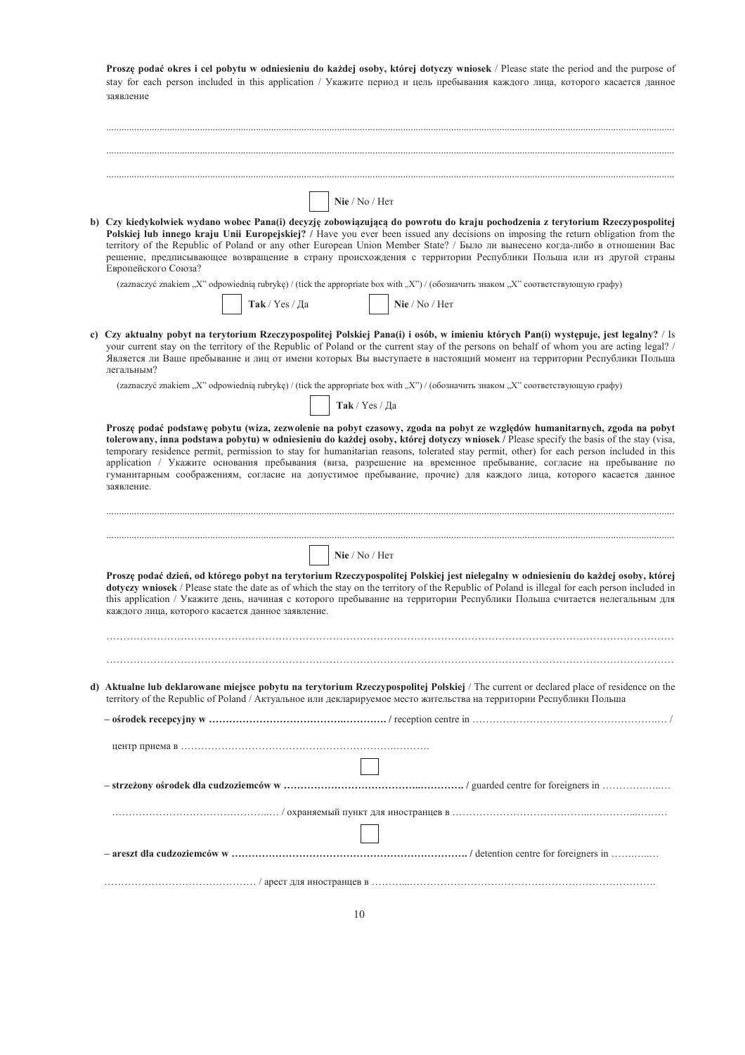**Proszę podać okres i cel pobytu w odniesieniu do każdej osoby, której dotyczy wniosek** / Please state the period and the purpose of stay for each person included in this application / Укажите период и цель пребывания каждого лица, которого касается данное заявление

..............................................................................................................................................................................................................

..............................................................................................................................................................................................................

..............................................................................................................................................................................................................

☐ **Nie** / No / Нет

**b) Czy kiedykolwiek wydano wobec Pana(i) decyzję zobowiązującą do powrotu do kraju pochodzenia z terytorium Rzeczypospolitej Polskiej lub innego kraju Unii Europejskiej? /** Have you ever been issued any decisions on imposing the return obligation from the territory of the Republic of Poland or any other European Union Member State? / Было ли вынесено когда-либо в отношении Вас решение, предписывающее возвращение в страну происхождения с территории Республики Польша или из другой страны Европейского Союза?

(zaznaczyć znakiem „X" odpowiednią rubrykę) / (tick the appropriate box with „X") / (обозначить знаком „X" соответствующую графу)

☐ **Tak** / Yes / Да ☐ **Nie** / No / Нет

**c) Czy aktualny pobyt na terytorium Rzeczypospolitej Polskiej Pana(i) i osób, w imieniu których Pan(i) występuje, jest legalny?** / Is your current stay on the territory of the Republic of Poland or the current stay of the persons on behalf of whom you are acting legal? / Является ли Ваше пребывание и лиц от имени которых Вы выступаете в настоящий момент на территории Республики Польша легальным?

(zaznaczyć znakiem „X" odpowiednią rubrykę) / (tick the appropriate box with „X") / (обозначить знаком „X" соответствующую графу)

☐ **Tak** / Yes / Да

**Proszę podać podstawę pobytu (wiza, zezwolenie na pobyt czasowy, zgoda na pobyt ze względów humanitarnych, zgoda na pobyt tolerowany, inna podstawa pobytu) w odniesieniu do każdej osoby, której dotyczy wniosek /** Please specify the basis of the stay (visa, temporary residence permit, permission to stay for humanitarian reasons, tolerated stay permit, other) for each person included in this application / Укажите основания пребывания (виза, разрешение на временное пребывание, согласие на пребывание по гуманитарным соображениям, согласие на допустимое пребывание, прочие) для каждого лица, которого касается данное заявление.

..............................................................................................................................................................................................................

..............................................................................................................................................................................................................

☐ **Nie** / No / Нет

**Proszę podać dzień, od którego pobyt na terytorium Rzeczypospolitej Polskiej jest nielegalny w odniesieniu do każdej osoby, której dotyczy wniosek** / Please state the date as of which the stay on the territory of the Republic of Poland is illegal for each person included in this application / Укажите день, начиная с которого пребывание на территории Республики Польша считается нелегальным для каждого лица, которого касается данное заявление.

……………………………………………………………………………………………………………………………………………

……………………………………………………………………………………………………………………………………………

**d) Aktualne lub deklarowane miejsce pobytu na terytorium Rzeczypospolitej Polskiej** / The current or declared place of residence on the territory of the Republic of Poland / Актуальное или декларируемое место жительства на территории Республики Польша

**– ośrodek recepcyjny w …………………………………………… /** reception centre in ………………………………………………… /

центр приема в ……………………………………………………………

☐

**– strzeżony ośrodek dla cudzoziemców w ……………………………………………. /** guarded centre for foreigners in ………………

………………………………………… / охраняемый пункт для иностранцев в ……………………………………………………

☐

**– areszt dla cudzoziemców w ……………………………………………………………. /** detention centre for foreigners in …………

…………………………………… / арест для иностранцев в ……………………………………………………………………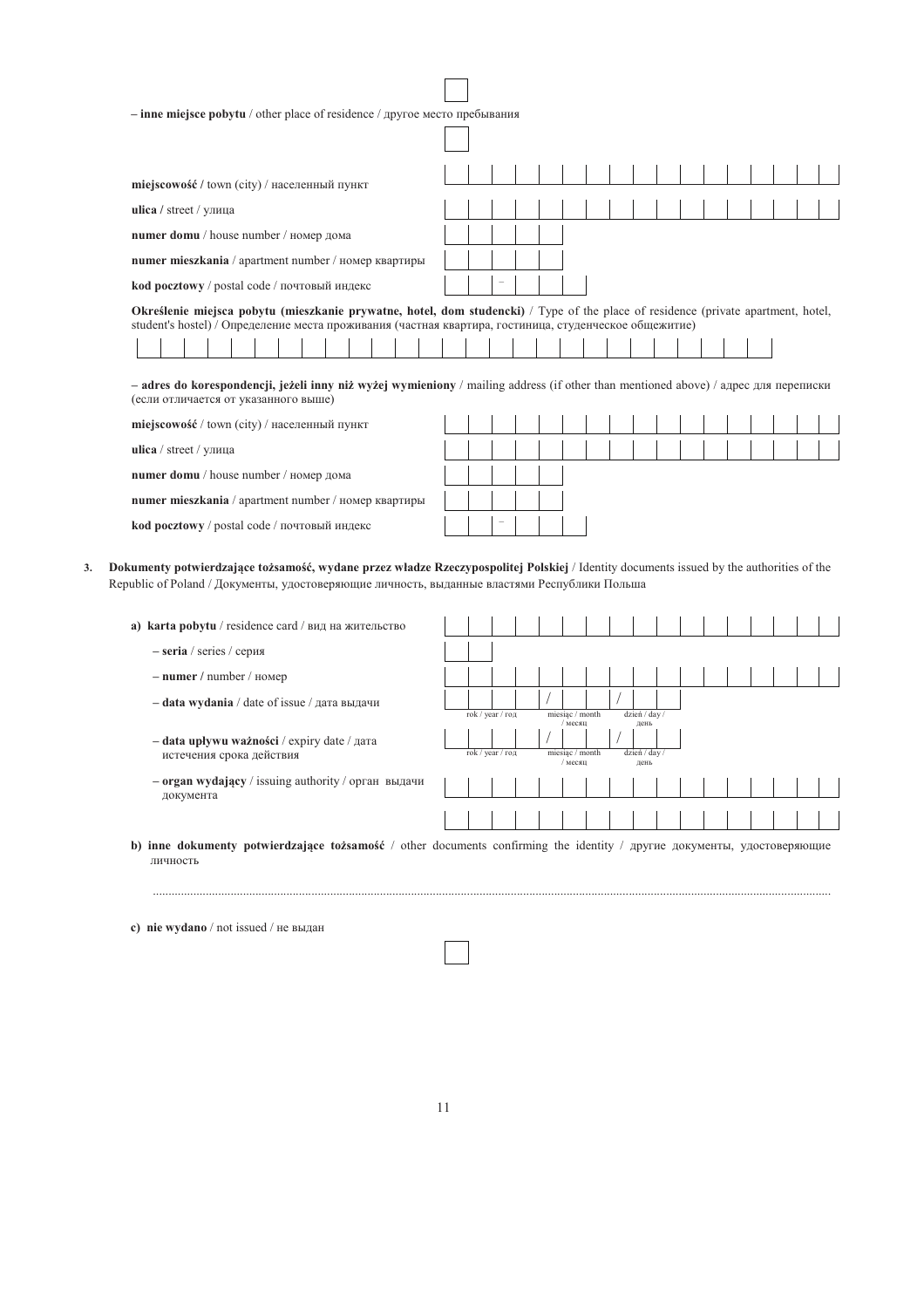– **inne miejsce pobytu** / other place of residence / другое место пребывания ☐

**miejscowość /** town (city) / населенный пункт

**ulica /** street / улица

**numer domu** / house number / номер дома

**numer mieszkania** / apartment number / номер квартиры

**kod pocztowy** / postal code / почтовый индекс __ __ – __ __ __

**Określenie miejsca pobytu (mieszkanie prywatne, hotel, dom studencki)** / Type of the place of residence (private apartment, hotel, student's hostel) / Определение места проживания (частная квартира, гостиница, студенческое общежитие)

– **adres do korespondencji, jeżeli inny niż wyżej wymieniony** / mailing address (if other than mentioned above) / адрес для переписки (если отличается от указанного выше)

**miejscowość** / town (city) / населенный пункт

**ulica** / street / улица

**numer domu** / house number / номер дома

**numer mieszkania** / apartment number / номер квартиры

**kod pocztowy** / postal code / почтовый индекс __ __ – __ __ __

3. **Dokumenty potwierdzające tożsamość, wydane przez władze Rzeczypospolitej Polskiej** / Identity documents issued by the authorities of the Republic of Poland / Документы, удостоверяющие личность, выданные властями Республики Польша

   a) **karta pobytu** / residence card / вид на жительство

   – **seria** / series / серия

   – **numer /** number / номер

   – **data wydania** / date of issue / дата выдачи __ __ __ __ / __ __ / __ __ (rok / year / год, miesiąc / month / месяц, dzień / day / день)

   – **data upływu ważności** / expiry date / дата истечения срока действия __ __ __ __ / __ __ / __ __ (rok / year / год, miesiąc / month / месяц, dzień / day / день)

   – **organ wydający** / issuing authority / орган выдачи документа

   b) **inne dokumenty potwierdzające tożsamość** / other documents confirming the identity / другие документы, удостоверяющие личность

   .....................................................................................................................................................................................................

   c) **nie wydano** / not issued / не выдан ☐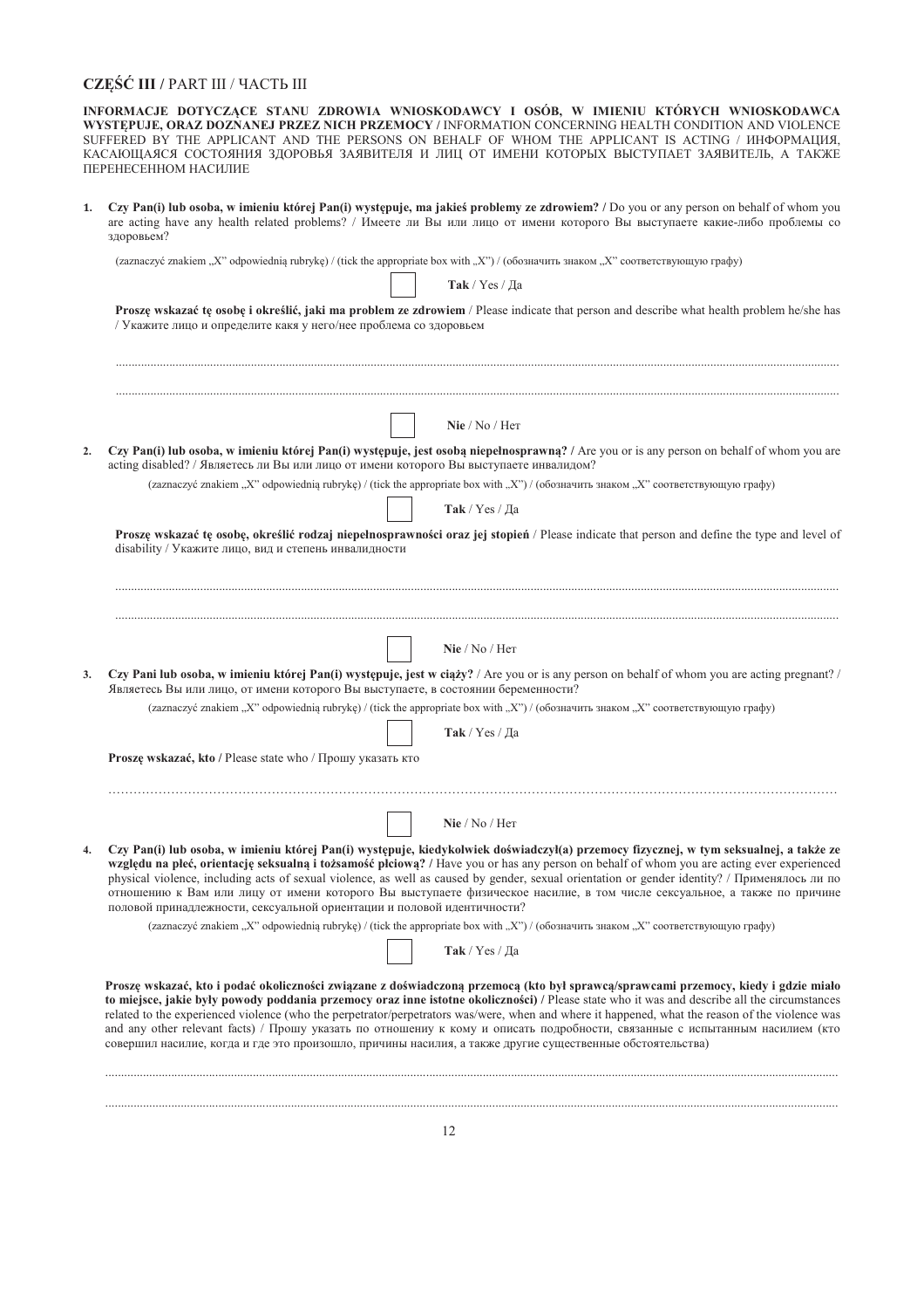## CZĘŚĆ III / PART III / ЧАСТЬ III

**INFORMACJE DOTYCZĄCE STANU ZDROWIA WNIOSKODAWCY I OSÓB, W IMIENIU KTÓRYCH WNIOSKODAWCA WYSTĘPUJE, ORAZ DOZNANEJ PRZEZ NICH PRZEMOCY /** INFORMATION CONCERNING HEALTH CONDITION AND VIOLENCE SUFFERED BY THE APPLICANT AND THE PERSONS ON BEHALF OF WHOM THE APPLICANT IS ACTING / ИНФОРМАЦИЯ, КАСАЮЩАЯСЯ СОСТОЯНИЯ ЗДОРОВЬЯ ЗАЯВИТЕЛЯ И ЛИЦ ОТ ИМЕНИ КОТОРЫХ ВЫСТУПАЕТ ЗАЯВИТЕЛЬ, А ТАКЖЕ ПЕРЕНЕСЕННОМ НАСИЛИЕ

1. **Czy Pan(i) lub osoba, w imieniu której Pan(i) występuje, ma jakieś problemy ze zdrowiem? /** Do you or any person on behalf of whom you are acting have any health related problems? / Имеете ли Вы или лицо от имени которого Вы выступаете какие-либо проблемы со здоровьем?

   (zaznaczyć znakiem „X" odpowiednią rubrykę) / (tick the appropriate box with „X") / (обозначить знаком „X" соответствующую графу)

   ☐ **Tak** / Yes / Да

   **Proszę wskazać tę osobę i określić, jaki ma problem ze zdrowiem** / Please indicate that person and describe what health problem he/she has / Укажите лицо и определите какя у него/нее проблема со здоровьем

   ..............................................................................................................................................................................................

   ..............................................................................................................................................................................................

   ☐ **Nie** / No / Нет

2. **Czy Pan(i) lub osoba, w imieniu której Pan(i) występuje, jest osobą niepełnosprawną? /** Are you or is any person on behalf of whom you are acting disabled? / Являетесь ли Вы или лицо от имени которого Вы выступаете инвалидом?

   (zaznaczyć znakiem „X" odpowiednią rubrykę) / (tick the appropriate box with „X") / (обозначить знаком „X" соответствующую графу)

   ☐ **Tak** / Yes / Да

   **Proszę wskazać tę osobę, określić rodzaj niepełnosprawności oraz jej stopień** / Please indicate that person and define the type and level of disability / Укажите лицо, вид и степень инвалидности

   ..............................................................................................................................................................................................

   ..............................................................................................................................................................................................

   ☐ **Nie** / No / Нет

3. **Czy Pani lub osoba, w imieniu której Pan(i) występuje, jest w ciąży?** / Are you or is any person on behalf of whom you are acting pregnant? / Являетесь Вы или лицо, от имени которого Вы выступаете, в состоянии беременности?

   (zaznaczyć znakiem „X" odpowiednią rubrykę) / (tick the appropriate box with „X") / (обозначить знаком „X" соответствующую графу)

   ☐ **Tak** / Yes / Да

   **Proszę wskazać, kto /** Please state who / Прошу указать кто

   ……………………………………………………………………………………………………………………………………………

   ☐ **Nie** / No / Нет

4. **Czy Pan(i) lub osoba, w imieniu której Pan(i) występuje, kiedykolwiek doświadczył(a) przemocy fizycznej, w tym seksualnej, a także ze względu na płeć, orientację seksualną i tożsamość płciową? /** Have you or has any person on behalf of whom you are acting ever experienced physical violence, including acts of sexual violence, as well as caused by gender, sexual orientation or gender identity? / Применялось ли по отношению к Вам или лицу от имени которого Вы выступаете физическое насилие, в том числе сексуальное, а также по причине половой принадлежности, сексуальной ориентации и половой идентичности?

   (zaznaczyć znakiem „X" odpowiednią rubrykę) / (tick the appropriate box with „X") / (обозначить знаком „X" соответствующую графу)

   ☐ **Tak** / Yes / Да

   **Proszę wskazać, kto i podać okoliczności związane z doświadczoną przemocą (kto był sprawcą/sprawcami przemocy, kiedy i gdzie miało to miejsce, jakie były powody poddania przemocy oraz inne istotne okoliczności) /** Please state who it was and describe all the circumstances related to the experienced violence (who the perpetrator/perpetrators was/were, when and where it happened, what the reason of the violence was and any other relevant facts) / Прошу указать по отношению к кому и описать подробности, связанные с испытанным насилием (кто совершил насилие, когда и где это произошло, причины насилия, а также другие существенные обстоятельства)

   ..............................................................................................................................................................................................

   ..............................................................................................................................................................................................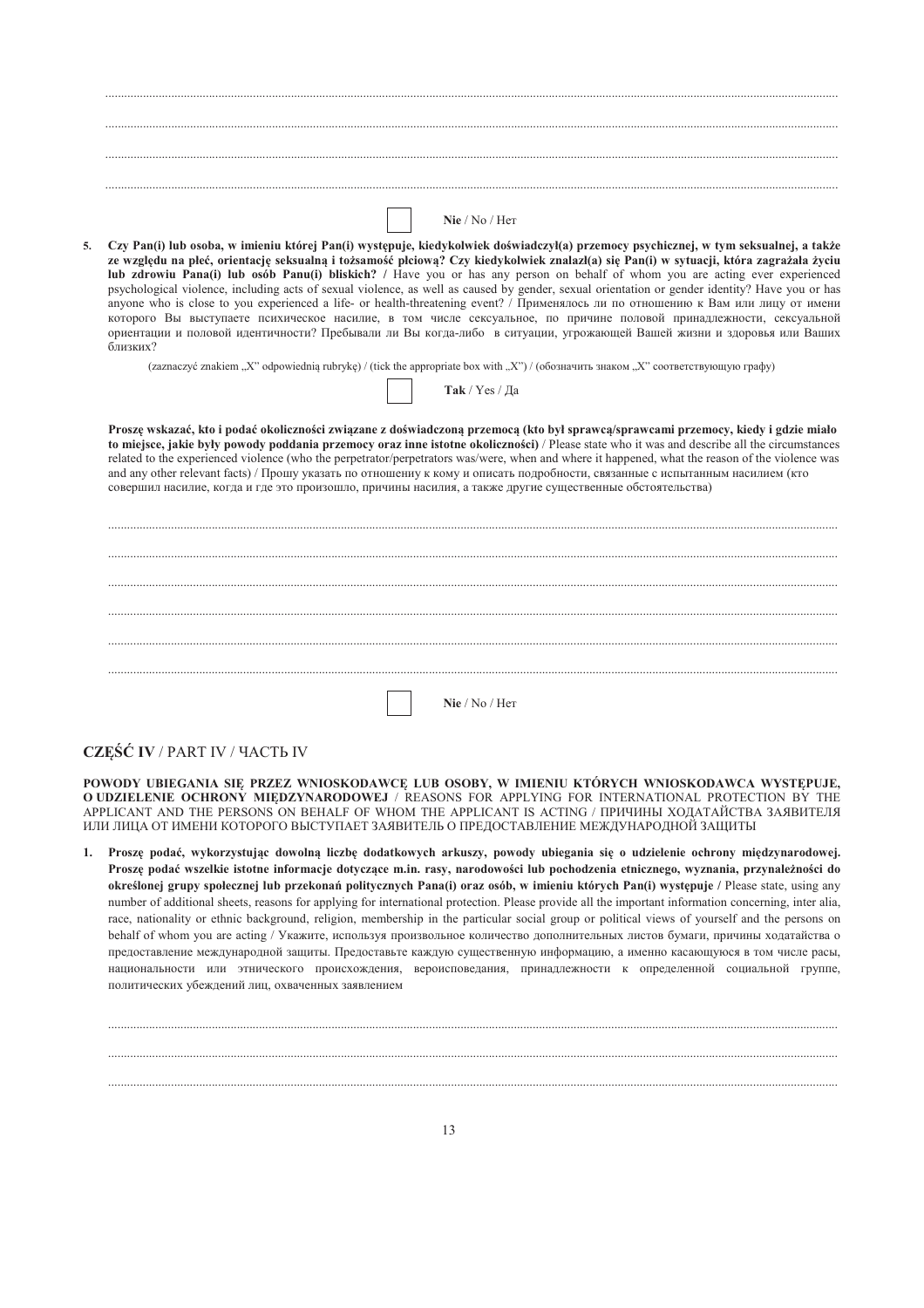.................................................................................................................................................................................................

.................................................................................................................................................................................................

.................................................................................................................................................................................................

.................................................................................................................................................................................................

☐ **Nie** / No / Нет

5. **Czy Pan(i) lub osoba, w imieniu której Pan(i) występuje, kiedykolwiek doświadczył(a) przemocy psychicznej, w tym seksualnej, a także ze względu na płeć, orientację seksualną i tożsamość płciową? Czy kiedykolwiek znalazł(a) się Pan(i) w sytuacji, która zagrażała życiu lub zdrowiu Pana(i) lub osób Panu(i) bliskich?** / Have you or has any person on behalf of whom you are acting ever experienced psychological violence, including acts of sexual violence, as well as caused by gender, sexual orientation or gender identity? Have you or has anyone who is close to you experienced a life- or health-threatening event? / Применялось ли по отношению к Вам или лицу от имени которого Вы выступаете психическое насилие, в том числе сексуальное, по причине половой принадлежности, сексуальной ориентации и половой идентичности? Пребывали ли Вы когда-либо в ситуации, угрожающей Вашей жизни и здоровья или Ваших близких?

(zaznaczyć znakiem „X" odpowiednią rubrykę) / (tick the appropriate box with „X") / (обозначить знаком „X" соответствующую графу)

☐ **Tak** / Yes / Да

**Proszę wskazać, kto i podać okoliczności związane z doświadczoną przemocą (kto był sprawcą/sprawcami przemocy, kiedy i gdzie miało to miejsce, jakie były powody poddania przemocy oraz inne istotne okoliczności)** / Please state who it was and describe all the circumstances related to the experienced violence (who the perpetrator/perpetrators was/were, when and where it happened, what the reason of the violence was and any other relevant facts) / Прошу указать по отношению к кому и описать подробности, связанные с испытанным насилием (кто совершил насилие, когда и где это произошло, причины насилия, а также другие существенные обстоятельства)

.................................................................................................................................................................................................

.................................................................................................................................................................................................

.................................................................................................................................................................................................

.................................................................................................................................................................................................

.................................................................................................................................................................................................

.................................................................................................................................................................................................

☐ **Nie** / No / Нет

## CZĘŚĆ IV / PART IV / ЧАСТЬ IV

**POWODY UBIEGANIA SIĘ PRZEZ WNIOSKODAWCĘ LUB OSOBY, W IMIENIU KTÓRYCH WNIOSKODAWCA WYSTĘPUJE, O UDZIELENIE OCHRONY MIĘDZYNARODOWEJ** / REASONS FOR APPLYING FOR INTERNATIONAL PROTECTION BY THE APPLICANT AND THE PERSONS ON BEHALF OF WHOM THE APPLICANT IS ACTING / ПРИЧИНЫ ХОДАТАЙСТВА ЗАЯВИТЕЛЯ ИЛИ ЛИЦА ОТ ИМЕНИ КОТОРОГО ВЫСТУПАЕТ ЗАЯВИТЕЛЬ О ПРЕДОСТАВЛЕНИЕ МЕЖДУНАРОДНОЙ ЗАЩИТЫ

1. **Proszę podać, wykorzystując dowolną liczbę dodatkowych arkuszy, powody ubiegania się o udzielenie ochrony międzynarodowej. Proszę podać wszelkie istotne informacje dotyczące m.in. rasy, narodowości lub pochodzenia etnicznego, wyznania, przynależności do określonej grupy społecznej lub przekonań politycznych Pana(i) oraz osób, w imieniu których Pan(i) występuje** / Please state, using any number of additional sheets, reasons for applying for international protection. Please provide all the important information concerning, inter alia, race, nationality or ethnic background, religion, membership in the particular social group or political views of yourself and the persons on behalf of whom you are acting / Укажите, используя произвольное количество дополнительных листов бумаги, причины ходатайства о предоставление международной защиты. Предоставьте каждую существенную информацию, а именно касающуюся в том числе расы, национальности или этнического происхождения, вероисповедания, принадлежности к определенной социальной группе, политических убеждений лиц, охваченных заявлением

.................................................................................................................................................................................................

.................................................................................................................................................................................................

.................................................................................................................................................................................................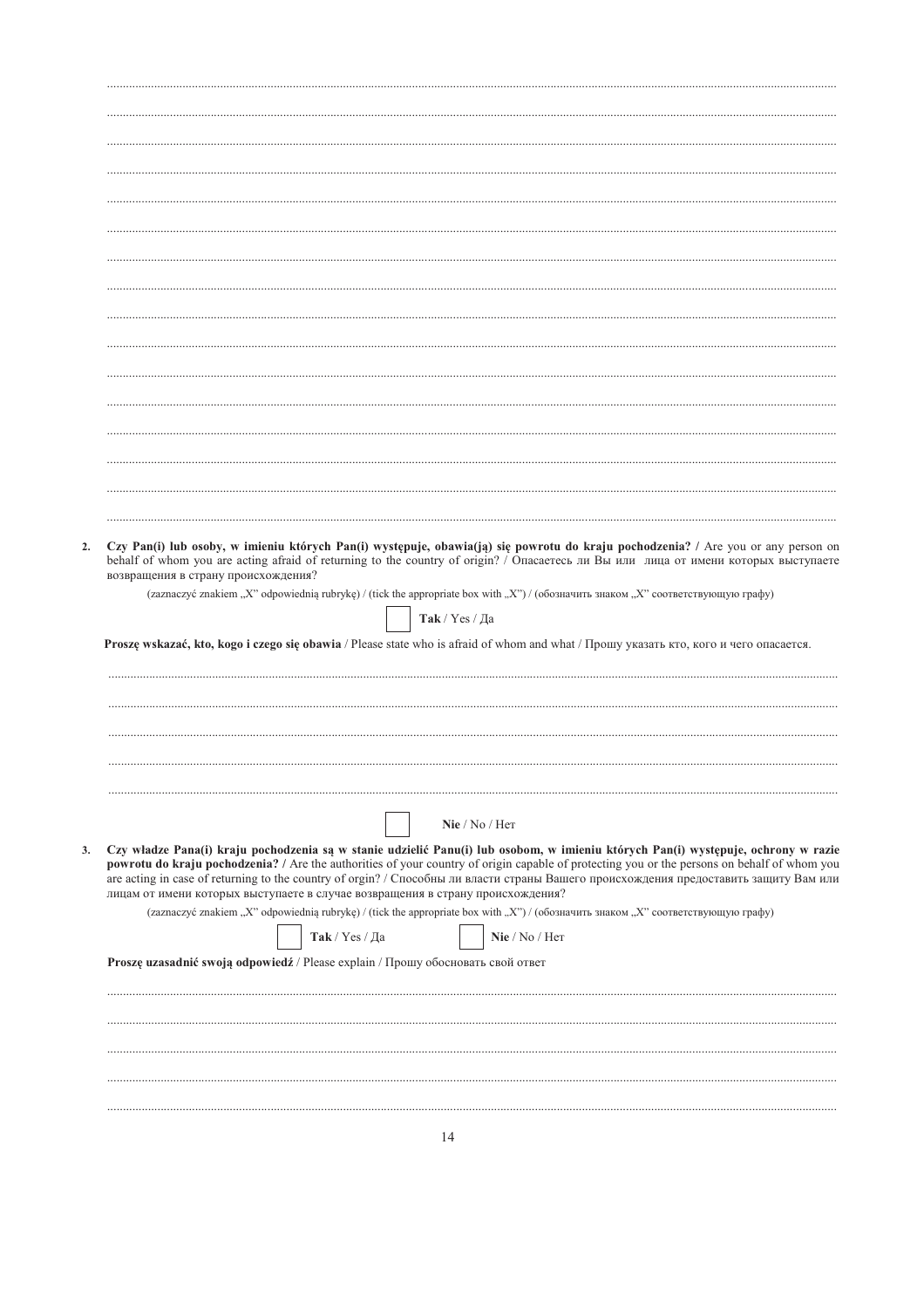..............................................................................................................................................................................................................

..............................................................................................................................................................................................................

..............................................................................................................................................................................................................

..............................................................................................................................................................................................................

..............................................................................................................................................................................................................

..............................................................................................................................................................................................................

..............................................................................................................................................................................................................

..............................................................................................................................................................................................................

..............................................................................................................................................................................................................

..............................................................................................................................................................................................................

..............................................................................................................................................................................................................

..............................................................................................................................................................................................................

..............................................................................................................................................................................................................

..............................................................................................................................................................................................................

..............................................................................................................................................................................................................

..............................................................................................................................................................................................................

2. **Czy Pan(i) lub osoby, w imieniu których Pan(i) występuje, obawia(ją) się powrotu do kraju pochodzenia? /** Are you or any person on behalf of whom you are acting afraid of returning to the country of origin? / Опасаетесь ли Вы или лица от имени которых выступаете возвращения в страну происхождения?

(zaznaczyć znakiem „X" odpowiednią rubrykę) / (tick the appropriate box with „X") / (обозначить знаком „X" соответствующую графу)

☐ **Tak** / Yes / Да

**Proszę wskazać, kto, kogo i czego się obawia** / Please state who is afraid of whom and what / Прошу указать кто, кого и чего опасается.

..............................................................................................................................................................................................................

..............................................................................................................................................................................................................

..............................................................................................................................................................................................................

..............................................................................................................................................................................................................

..............................................................................................................................................................................................................

☐ **Nie** / No / Нет

3. **Czy władze Pana(i) kraju pochodzenia są w stanie udzielić Panu(i) lub osobom, w imieniu których Pan(i) występuje, ochrony w razie powrotu do kraju pochodzenia? /** Are the authorities of your country of origin capable of protecting you or the persons on behalf of whom you are acting in case of returning to the country of orgin? / Способны ли власти страны Вашего происхождения предоставить защиту Вам или лицам от имени которых выступаете в случае возвращения в страну происхождения?

(zaznaczyć znakiem „X" odpowiednią rubrykę) / (tick the appropriate box with „X") / (обозначить знаком „X" соответствующую графу)

☐ **Tak** / Yes / Да ☐ **Nie** / No / Нет

**Proszę uzasadnić swoją odpowiedź** / Please explain / Прошу обосновать свой ответ

..............................................................................................................................................................................................................

..............................................................................................................................................................................................................

..............................................................................................................................................................................................................

..............................................................................................................................................................................................................

..............................................................................................................................................................................................................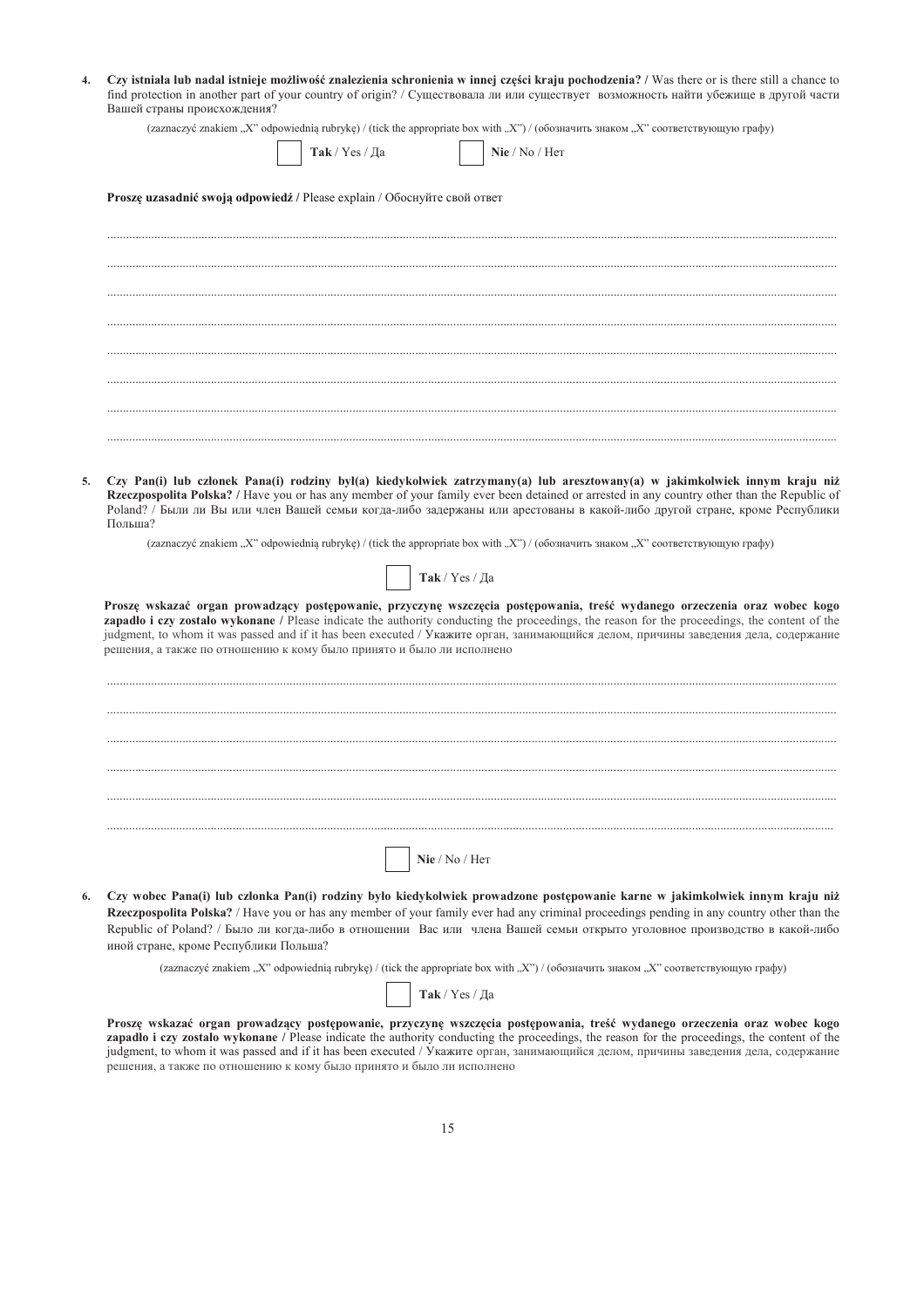4. **Czy istniała lub nadal istnieje możliwość znalezienia schronienia w innej części kraju pochodzenia? /** Was there or is there still a chance to find protection in another part of your country of origin? / Существовала ли или существует возможность найти убежище в другой части Вашей страны происхождения?

(zaznaczyć znakiem „X" odpowiednią rubrykę) / (tick the appropriate box with „X") / (обозначить знаком „X" соответствующую графу)

☐ **Tak** / Yes / Да ☐ **Nie** / No / Нет

**Proszę uzasadnić swoją odpowiedź /** Please explain / Обоснуйте свой ответ

.......................................................................................................................................................................................................

.......................................................................................................................................................................................................

.......................................................................................................................................................................................................

.......................................................................................................................................................................................................

.......................................................................................................................................................................................................

.......................................................................................................................................................................................................

.......................................................................................................................................................................................................

.......................................................................................................................................................................................................

5. **Czy Pan(i) lub członek Pana(i) rodziny był(a) kiedykolwiek zatrzymany(a) lub aresztowany(a) w jakimkolwiek innym kraju niż Rzeczpospolita Polska? /** Have you or has any member of your family ever been detained or arrested in any country other than the Republic of Poland? / Были ли Вы или член Вашей семьи когда-либо задержаны или арестованы в какой-либо другой стране, кроме Республики Польша?

(zaznaczyć znakiem „X" odpowiednią rubrykę) / (tick the appropriate box with „X") / (обозначить знаком „X" соответствующую графу)

☐ **Tak** / Yes / Да

**Proszę wskazać organ prowadzący postępowanie, przyczynę wszczęcia postępowania, treść wydanego orzeczenia oraz wobec kogo zapadło i czy zostało wykonane /** Please indicate the authority conducting the proceedings, the reason for the proceedings, the content of the judgment, to whom it was passed and if it has been executed / Укажите орган, занимающийся делом, причины заведения дела, содержание решения, а также по отношению к кому было принято и было ли исполнено

.......................................................................................................................................................................................................

.......................................................................................................................................................................................................

.......................................................................................................................................................................................................

.......................................................................................................................................................................................................

.......................................................................................................................................................................................................

.......................................................................................................................................................................................................

☐ **Nie** / No / Нет

6. **Czy wobec Pana(i) lub członka Pan(i) rodziny było kiedykolwiek prowadzone postępowanie karne w jakimkolwiek innym kraju niż Rzeczpospolita Polska?** / Have you or has any member of your family ever had any criminal proceedings pending in any country other than the Republic of Poland? / Было ли когда-либо в отношении Вас или члена Вашей семьи открыто уголовное производство в какой-либо иной стране, кроме Республики Польша?

(zaznaczyć znakiem „X" odpowiednią rubrykę) / (tick the appropriate box with „X") / (обозначить знаком „X" соответствующую графу)

☐ **Tak** / Yes / Да

**Proszę wskazać organ prowadzący postępowanie, przyczynę wszczęcia postępowania, treść wydanego orzeczenia oraz wobec kogo zapadło i czy zostało wykonane /** Please indicate the authority conducting the proceedings, the reason for the proceedings, the content of the judgment, to whom it was passed and if it has been executed / Укажите орган, занимающийся делом, причины заведения дела, содержание решения, а также по отношению к кому было принято и было ли исполнено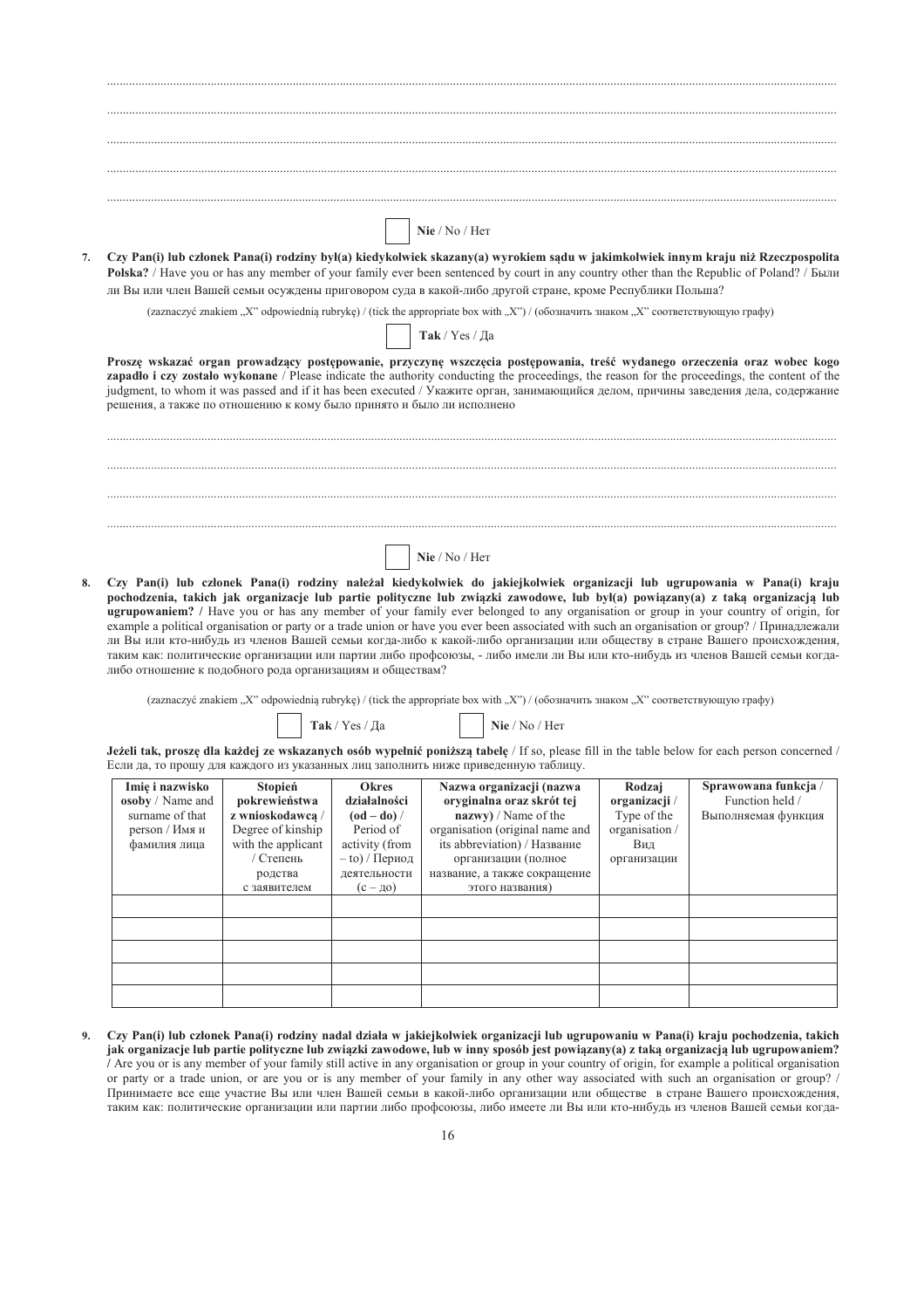.............................................................................................................................................................................................................

.............................................................................................................................................................................................................

.............................................................................................................................................................................................................

.............................................................................................................................................................................................................

.............................................................................................................................................................................................................

☐ **Nie** / No / Нет

7. **Czy Pan(i) lub członek Pana(i) rodziny był(a) kiedykolwiek skazany(a) wyrokiem sądu w jakimkolwiek innym kraju niż Rzeczpospolita Polska?** / Have you or has any member of your family ever been sentenced by court in any country other than the Republic of Poland? / Были ли Вы или член Вашей семьи осуждены приговором суда в какой-либо другой стране, кроме Республики Польша?

(zaznaczyć znakiem „X" odpowiednią rubrykę) / (tick the appropriate box with „X") / (обозначить знаком „X" соответствующую графу)

☐ **Tak** / Yes / Да

**Proszę wskazać organ prowadzący postępowanie, przyczynę wszczęcia postępowania, treść wydanego orzeczenia oraz wobec kogo zapadło i czy zostało wykonane** / Please indicate the authority conducting the proceedings, the reason for the proceedings, the content of the judgment, to whom it was passed and if it has been executed / Укажите орган, занимающийся делом, причины заведения дела, содержание решения, а также по отношению к кому было принято и было ли исполнено

.............................................................................................................................................................................................................

.............................................................................................................................................................................................................

.............................................................................................................................................................................................................

.............................................................................................................................................................................................................

☐ **Nie** / No / Нет

8. **Czy Pan(i) lub członek Pana(i) rodziny należał kiedykolwiek do jakiejkolwiek organizacji lub ugrupowania w Pana(i) kraju pochodzenia, takich jak organizacje lub partie polityczne lub związki zawodowe, lub był(a) powiązany(a) z taką organizacją lub ugrupowaniem? /** Have you or has any member of your family ever belonged to any organisation or group in your country of origin, for example a political organisation or party or a trade union or have you ever been associated with such an organisation or group? / Принадлежали ли Вы или кто-нибудь из членов Вашей семьи когда-либо к какой-либо организации или обществу в стране Вашего происхождения, таким как: политические организации или партии либо профсоюзы, - либо имели ли Вы или кто-нибудь из членов Вашей семьи когда-либо отношение к подобного рода организациям и обществам?

(zaznaczyć znakiem „X" odpowiednią rubrykę) / (tick the appropriate box with „X") / (обозначить знаком „X" соответствующую графу)

☐ **Tak** / Yes / Да ☐ **Nie** / No / Нет

**Jeżeli tak, proszę dla każdej ze wskazanych osób wypełnić poniższą tabelę** / If so, please fill in the table below for each person concerned / Если да, то прошу для каждого из указанных лиц заполнить ниже приведенную таблицу.

| **Imię i nazwisko osoby** / Name and surname of that person / Имя и фамилия лица | **Stopień pokrewieństwa z wnioskodawcą** / Degree of kinship with the applicant / Степень родства с заявителем | **Okres działalności (od – do)** / Period of activity (from – to) / Период деятельности (с – до) | **Nazwa organizacji (nazwa oryginalna oraz skrót tej nazwy)** / Name of the organisation (original name and its abbreviation) / Название организации (полное название, а также сокращение этого названия) | **Rodzaj organizacji** / Type of the organisation / Вид организации | **Sprawowana funkcja** / Function held / Выполняемая функция |
|---|---|---|---|---|---|
| | | | | | |
| | | | | | |
| | | | | | |
| | | | | | |
| | | | | | |

9. **Czy Pan(i) lub członek Pana(i) rodziny nadal działa w jakiejkolwiek organizacji lub ugrupowaniu w Pana(i) kraju pochodzenia, takich jak organizacje lub partie polityczne lub związki zawodowe, lub w inny sposób jest powiązany(a) z taką organizacją lub ugrupowaniem? /** Are you or is any member of your family still active in any organisation or group in your country of origin, for example a political organisation or party or a trade union, or are you or is any member of your family in any other way associated with such an organisation or group? / Принимаете все еще участие Вы или член Вашей семьи в какой-либо организации или обществе в стране Вашего происхождения, таким как: политические организации или партии либо профсоюзы, либо имеете ли Вы или кто-нибудь из членов Вашей семьи когда-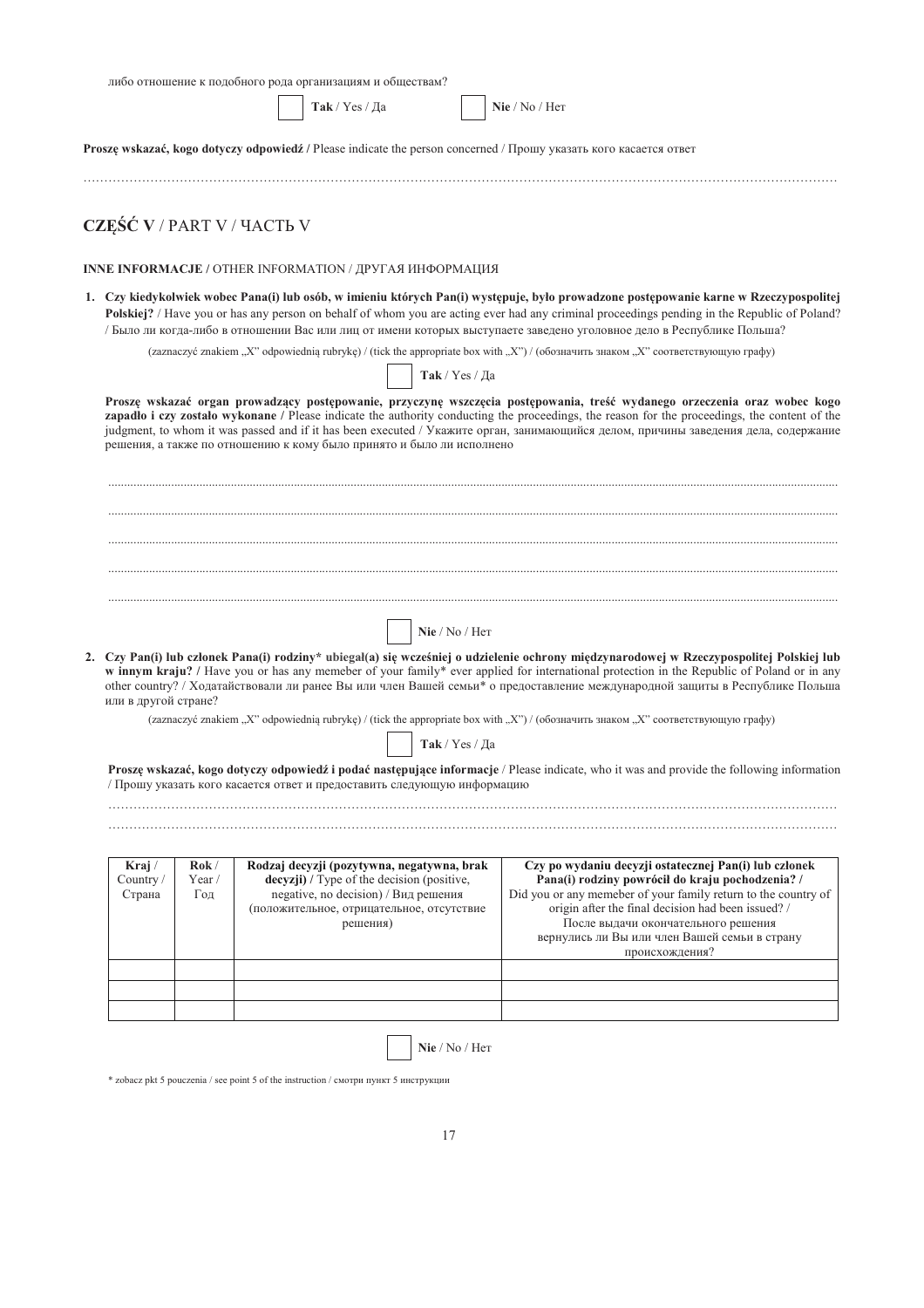либо отношение к подобного рода организациям и обществам?

☐ **Tak** / Yes / Да ☐ **Nie** / No / Нет

**Proszę wskazać, kogo dotyczy odpowiedź /** Please indicate the person concerned / Прошу указать кого касается ответ

…………………………………………………………………………………………………………………………………………………………

## CZĘŚĆ V / PART V / ЧАСТЬ V

**INNE INFORMACJE /** OTHER INFORMATION / ДРУГАЯ ИНФОРМАЦИЯ

1. **Czy kiedykolwiek wobec Pana(i) lub osób, w imieniu których Pan(i) występuje, było prowadzone postępowanie karne w Rzeczypospolitej Polskiej?** / Have you or has any person on behalf of whom you are acting ever had any criminal proceedings pending in the Republic of Poland? / Было ли когда-либо в отношении Вас или лиц от имени которых выступаете заведено уголовное дело в Республике Польша?

   (zaznaczyć znakiem „X" odpowiednią rubrykę) / (tick the appropriate box with „X") / (обозначить знаком „X" соответствующую графу)

   ☐ **Tak** / Yes / Да

   **Proszę wskazać organ prowadzący postępowanie, przyczynę wszczęcia postępowania, treść wydanego orzeczenia oraz wobec kogo zapadło i czy zostało wykonane /** Please indicate the authority conducting the proceedings, the reason for the proceedings, the content of the judgment, to whom it was passed and if it has been executed / Укажите орган, занимающийся делом, причины заведения дела, содержание решения, а также по отношению к кому было принято и было ли исполнено

   ……………………………………………………………………………………………………………………………………………………

   ……………………………………………………………………………………………………………………………………………………

   ……………………………………………………………………………………………………………………………………………………

   ……………………………………………………………………………………………………………………………………………………

   ……………………………………………………………………………………………………………………………………………………

   ☐ **Nie** / No / Нет

2. **Czy Pan(i) lub członek Pana(i) rodziny\* ubiegał(a) się wcześniej o udzielenie ochrony międzynarodowej w Rzeczypospolitej Polskiej lub w innym kraju? /** Have you or has any memeber of your family\* ever applied for international protection in the Republic of Poland or in any other country? / Ходатайствовали ли ранее Вы или член Вашей семьи\* о предоставление международной защиты в Республике Польша или в другой стране?

   (zaznaczyć znakiem „X" odpowiednią rubrykę) / (tick the appropriate box with „X") / (обозначить знаком „X" соответствующую графу)

   ☐ **Tak** / Yes / Да

   **Proszę wskazać, kogo dotyczy odpowiedź i podać następujące informacje** / Please indicate, who it was and provide the following information / Прошу указать кого касается ответ и предоставить следующую информацию

   ……………………………………………………………………………………………………………………………………………………

   ……………………………………………………………………………………………………………………………………………………

| **Kraj** / Country / Страна | **Rok** / Year / Год | **Rodzaj decyzji (pozytywna, negatywna, brak decyzji) /** Type of the decision (positive, negative, no decision) / Вид решения (положительное, отрицательное, отсутствие решения) | **Czy po wydaniu decyzji ostatecznej Pan(i) lub członek Pana(i) rodziny powrócił do kraju pochodzenia? /** Did you or any memeber of your family return to the country of origin after the final decision had been issued? / После выдачи окончательного решения вернулись ли Вы или член Вашей семьи в страну происхождения? |
|---|---|---|---|
| | | | |
| | | | |
| | | | |

☐ **Nie** / No / Нет

\* zobacz pkt 5 pouczenia / see point 5 of the instruction / смотри пункт 5 инструкции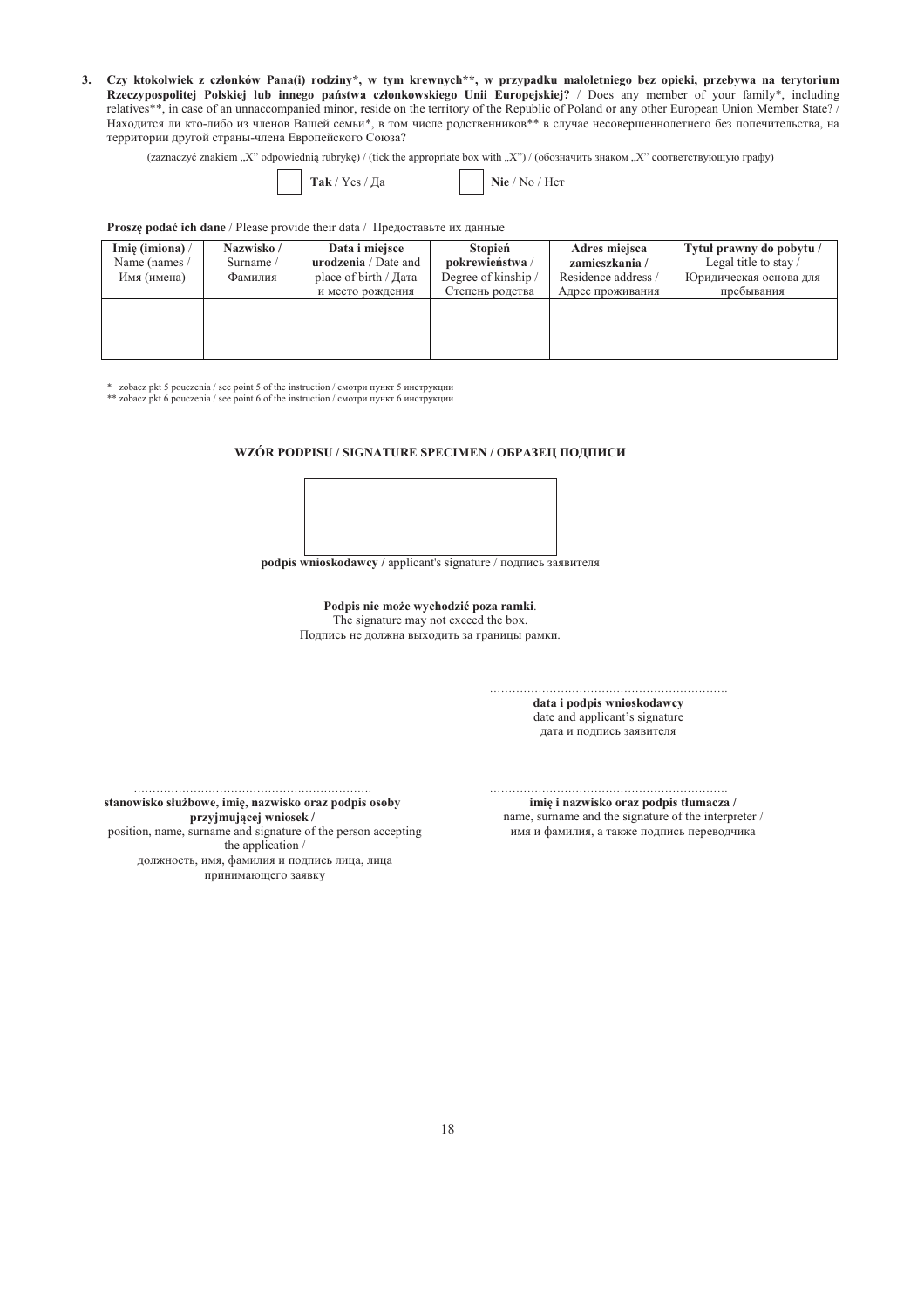3. **Czy ktokolwiek z członków Pana(i) rodziny*, w tym krewnych**, w przypadku małoletniego bez opieki, przebywa na terytorium Rzeczypospolitej Polskiej lub innego państwa członkowskiego Unii Europejskiej?** / Does any member of your family*, including relatives**, in case of an unaccompanied minor, reside on the territory of the Republic of Poland or any other European Union Member State? / Находится ли кто-либо из членов Вашей семьи*, в том числе родственников** в случае несовершеннолетнего без попечительства, на территории другой страны-члена Европейского Союза?

(zaznaczyć znakiem „X" odpowiednią rubrykę) / (tick the appropriate box with „X") / (обозначить знаком „X" соответствующую графу)

☐ **Tak** / Yes / Да ☐ **Nie** / No / Нет

**Proszę podać ich dane** / Please provide their data / Предоставьте их данные

| **Imię (imiona)** / Name (names / Имя (имена) | **Nazwisko /** Surname / Фамилия | **Data i miejsce urodzenia** / Date and place of birth / Дата и место рождения | **Stopień pokrewieństwa** / Degree of kinship / Степень родства | **Adres miejsca zamieszkania /** Residence address / Адрес проживания | **Tytuł prawny do pobytu /** Legal title to stay / Юридическая основа для пребывания |
|---|---|---|---|---|---|
| | | | | | |
| | | | | | |
| | | | | | |

\* zobacz pkt 5 pouczenia / see point 5 of the instruction / смотри пункт 5 инструкции
** zobacz pkt 6 pouczenia / see point 6 of the instruction / смотри пункт 6 инструкции

## WZÓR PODPISU / SIGNATURE SPECIMEN / ОБРАЗЕЦ ПОДПИСИ

**podpis wnioskodawcy /** applicant's signature / подпись заявителя

**Podpis nie może wychodzić poza ramki**.
The signature may not exceed the box.
Подпись не должна выходить за границы рамки.

……………………………………………………
**data i podpis wnioskodawcy**
date and applicant's signature
дата и подпись заявителя

……………………………………………………
**stanowisko służbowe, imię, nazwisko oraz podpis osoby przyjmującej wniosek /**
position, name, surname and signature of the person accepting the application /
должность, имя, фамилия и подпись лица, лица принимающего заявку

……………………………………………………
**imię i nazwisko oraz podpis tłumacza /**
name, surname and the signature of the interpreter /
имя и фамилия, а также подпись переводчика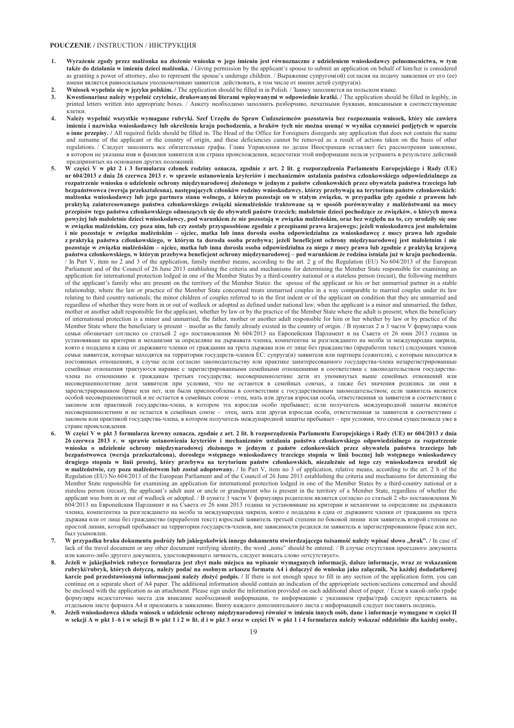**POUCZENIE /** INSTRUCTION / ИНСТРУКЦИЯ

1. **Wyrażenie zgody przez małżonka na złożenie wniosku w jego imieniu jest równoznaczne z udzieleniem wnioskodawcy pełnomocnictwa, w tym także do działania w imieniu dzieci małżonka.** / Giving permission by the applicant's spouse to submit an application on behalf of him/her is considered as granting a power of attorney, also to represent the spouse's underage children. / Выражение супругом(ой) согласия на подачу заявления от его (ее) имени является равносильным уполномочиваю заявителя действовать, в том числе от имени детей супруга(и).
2. **Wniosek wypełnia się w języku polskim.** / The application should be filled in in Polish. / Заявку заполняется на польском языке.
3. **Kwestionariusz należy wypełnić czytelnie, drukowanymi literami wpisywanymi w odpowiednie kratki.** / The application should be filled in legibly, in printed letters written into appropriate boxes. / Анкету необходимо заполнить разборчиво, печатными буквами, вписанными в соответствующие клетки.
4. **Należy wypełnić wszystkie wymagane rubryki. Szef Urzędu do Spraw Cudzoziemców pozostawia bez rozpoznania wniosek, który nie zawiera imienia i nazwiska wnioskodawcy lub określenia kraju pochodzenia, a braków tych nie można usunąć w wyniku czynności podjętych w oparciu o inne przepisy.** / All required fields should be filled in. The Head of the Office for Foreigners disregards any application that does not contain the name and surname of the applicant or the country of origin, and these deficiencies cannot be removed as a result of actions taken on the basis of other regulations. / Следует заполнить все обязательные графы. Глава Управления по делам Иностранцев оставляет без рассмотрения заявление, в котором не указаны имя и фамилия заявителя или страна происхождения, недостатки этой информации нельзя устранить в результате действий предпринятых на основании других положений.
5. **W części V w pkt 2 i 3 formularza członek rodziny oznacza, zgodnie z art. 2 lit. g rozporządzenia Parlamentu Europejskiego i Rady (UE) nr 604/2013 z dnia 26 czerwca 2013 r. w sprawie ustanowienia kryteriów i mechanizmów ustalania państwa członkowskiego odpowiedzialnego za rozpatrzenie wniosku o udzielenie ochrony międzynarodowej złożonego w jednym z państw członkowskich przez obywatela państwa trzeciego lub bezpaństwowca (wersja przekształcona), następujących członków rodziny wnioskodawcy, którzy przebywają na terytorium państw członkowskich: małżonka wnioskodawcy lub jego partnera stanu wolnego, z którym pozostaje on w stałym związku, w przypadku gdy zgodnie z prawem lub praktyką zainteresowanego państwa członkowskiego związki niemałżeńskie traktowane są w sposób porównywalny z małżeństwami na mocy przepisów tego państwa członkowskiego odnoszących się do obywateli państw trzecich; małoletnie dzieci pochodzące ze związków, o których mowa powyżej lub małoletnie dzieci wnioskodawcy, pod warunkiem że nie pozostają w związku małżeńskim, oraz bez względu na to, czy urodziły się one w związku małżeńskim, czy poza nim, lub czy zostały przysposobione zgodnie z przepisami prawa krajowego; jeżeli wnioskodawca jest małoletnim i nie pozostaje w związku małżeńskim – ojciec, matka lub inna dorosła osoba odpowiedzialna za wnioskodawcę z mocy prawa lub zgodnie z praktyką państwa członkowskiego, w którym ta dorosła osoba przebywa; jeżeli beneficjent ochrony międzynarodowej jest małoletnim i nie pozostaje w związku małżeńskim – ojciec, matka lub inna dorosła osoba odpowiedzialna za niego z mocy prawa lub zgodnie z praktyką krajową państwa członkowskiego, w którym przebywa beneficjent ochrony międzynarodowej – pod warunkiem że rodzina istniała już w kraju pochodzenia.** / In Part V, item no 2 and 3 of the application, family member means, according to the art. 2 g of the Regulation (EU) No 604/2013 of the European Parliament and of the Council of 26 June 2013 establishing the criteria and mechanisms for determining the Member State responsible for examining an application for international protection lodged in one of the Member States by a third-country national or a stateless person (recast), the following members of the applicant's family who are present on the territory of the Member States: the spouse of the applicant or his or her unmarried partner in a stable relationship, where the law or practice of the Member State concerned treats unmarried couples in a way comparable to married couples under its law relating to third country nationals; the minor children of couples referred to in the first indent or of the applicant on condition that they are unmarried and regardless of whether they were born in or out of wedlock or adopted as defined under national law; when the applicant is a minor and unmarried, the father, mother or another adult responsible for the applicant, whether by law or by the practice of the Member State where the adult is present; when the beneficiary of international protection is a minor and unmarried, the father, mother or another adult responsible for him or her whether by law or by practice of the Member State where the beneficiary is present – insofar as the family already existed in the country of origin. / В пунктах 2 и 3 части V формуляра член семьи обозначает согласно со статьей 2 «g» постановления № 604/2013 на Европейския Парламент и на Съвета от 26 юни 2013 година за установяване на критерии и механизми за определяне на държавата членка, компетентна за разглеждането на молба за международна закрила, която е подадена в една от държавите членки от гражданин на трета държава или от лице без гражданство (преработен текст) следующих членов семьи заявителя, которые находятся на территории государств-членов ЕС: супруга(и) заявителя или партнера (сожителя), с которым находится в постоянных отношениях, в случае если согласно законодательству или практике заинтересованного государства-члена незарегистрированные семейные отношения трактуются наравне с зарегистрированными семейными отношениями в соответствии с законодательством государства-члена по отношению к гражданам третьих государства; несовершеннолетние дети из упомянутых выше семейных отношений или несовершеннолетние дети заявителя при условии, что не остаются в семейных союзах, а также без значения родились ли они в зарегистрированном браке или нет, или были приспособлены в соответствии с государственным законодательством; если заявитель является особой несовершеннолетней и не остается в семейных союзе - отец, мать или другая взрослая особа, ответственная за заявителя в соответствии с законом или практикой государства-члена, в котором эта взрослая особо пребывает; если получатель международной защиты является несовершеннолетним и не остается в семейных союзе - отец, мать или другая взрослая особа, ответственная за заявителя в соответствии с законом или практикой государства-члена, в котором получатель международной защиты пребывает – при условии, что семья существовала уже в стране происхождения.
6. **W części V w pkt 3 formularza krewny oznacza, zgodnie z art. 2 lit. h rozporządzenia Parlamentu Europejskiego i Rady (UE) nr 604/2013 z dnia 26 czerwca 2013 r. w sprawie ustanowienia kryteriów i mechanizmów ustalania państwa członkowskiego odpowiedzialnego za rozpatrzenie wniosku o udzielenie ochrony międzynarodowej złożonego w jednym z państw członkowskich przez obywatela państwa trzeciego lub bezpaństwowca (wersja przekształcona), dorosłego wstępnego wnioskodawcy trzeciego stopnia w linii bocznej lub wstępnego wnioskodawcy drugiego stopnia w linii prostej, który przebywa na terytorium państw członkowskich, niezależnie od tego czy wnioskodawca urodził się w małżeństwie, czy poza małżeństwem lub został adoptowany.** / In Part V, item no 3 of application, relative means, according to the art. 2 h of the Regulation (EU) No 604/2013 of the European Parliament and of the Council of 26 June 2013 establishing the criteria and mechanisms for determining the Member State responsible for examining an application for international protection lodged in one of the Member States by a third-country national or a stateless person (recast), the applicant's adult aunt or uncle or grandparent who is present in the territory of a Member State, regardless of whether the applicant was born in or out of wedlock or adopted. / В пункте 3 части V формуляра родителем является согласно со статьей 2 «h» постановления № 604/2013 на Европейския Парламент и на Съвета от 26 юни 2013 година за установяване на критерии и механизми за определяне на държавата членка, компетентна за разглеждането на молба за международна закрила, която е подадена в една от държавите членки от гражданин на трета държава или от лице без гражданство (преработен текст) взрослый заявитель третьей степени по боковой линии или заявитель второй степени по простой линии, который пребывает на территории государств-членов, вне зависимости родился ли заявитель в зарегистрированном браке или нет, был усыновлен.
7. **W przypadku braku dokumentu podróży lub jakiegokolwiek innego dokumentu stwierdzającego tożsamość należy wpisać słowo „brak".** / In case of lack of the travel document or any other document verifying identity, the word „none" should be entered. / В случае отсутствия проездного документа или какого-либо другого документа, удостоверяющего личность, следует вписать слово «отсутствует».
8. **Jeżeli w jakiejkolwiek rubryce formularza jest zbyt mało miejsca na wpisanie wymaganych informacji, dalsze informacje, wraz ze wskazaniem rubryki/rubryk, których dotyczą, należy podać na osobnym arkuszu formatu A4 i dołączyć do wniosku jako załącznik. Na każdej dodatkowej karcie pod przedstawionymi informacjami należy złożyć podpis.** / If there is not enough space to fill in any section of the application form, you can continue on a separate sheet of A4 paper. The additional information should contain an indication of the appriopriate section/sections concerned and should be enclosed with the application as an attachment. Please sign under the information provided on each additional sheet of paper. / Если в какой-либо графе формуляра недостаточно места для вписание необходимой информации, то информацию с указанием графы/граф следует представить на отдельном листе формата А4 и приложить к заявлению. Внизу каждого дополнительного листа с информацией следует поставить подпись.
9. **Jeżeli wnioskodawca składa wniosek o udzielenie ochrony międzynarodowej również w imieniu innych osób, dane i informacje wymagane w części II w sekcji A w pkt 1–6 i w sekcji B w pkt 1 i 2 w lit. d i w pkt 3 oraz w części IV w pkt 1 i 4 formularza należy wskazać oddzielnie dla każdej osoby,**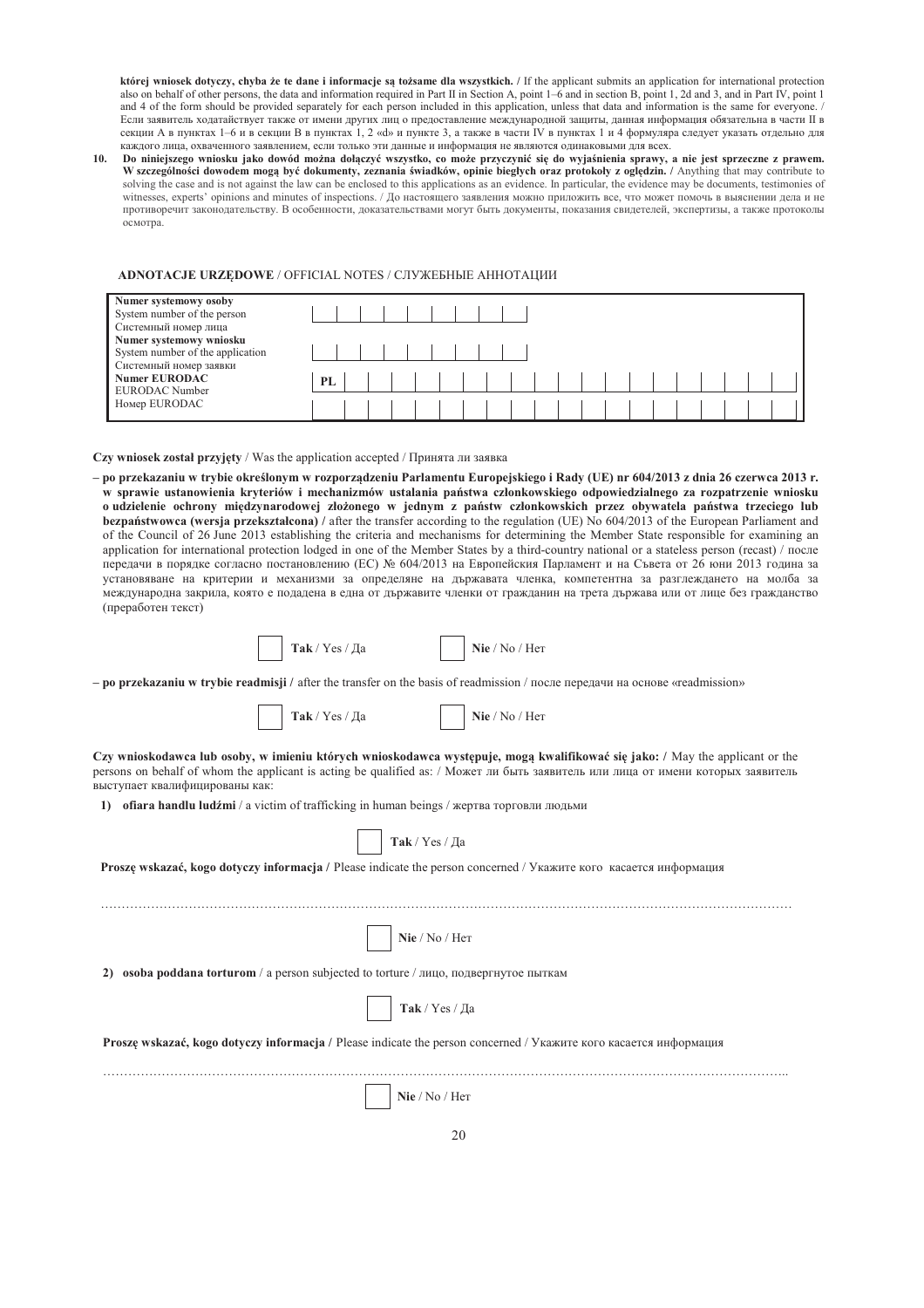**której wniosek dotyczy, chyba że te dane i informacje są tożsame dla wszystkich. /** If the applicant submits an application for international protection also on behalf of other persons, the data and information required in Part II in Section A, point 1–6 and in section B, point 1, 2d and 3, and in Part IV, point 1 and 4 of the form should be provided separately for each person included in this application, unless that data and information is the same for everyone. / Если заявитель ходатайствует также от имени других лиц о предоставление международной защиты, данная информация обязательна в части II в секции A в пунктах 1–6 и в секции B в пунктах 1, 2 «d» и пункте 3, а также в части IV в пунктах 1 и 4 формуляра следует указать отдельно для каждого лица, охваченного заявлением, если только эти данные и информация не являются одинаковыми для всех.

10. **Do niniejszego wniosku jako dowód można dołączyć wszystko, co może przyczynić się do wyjaśnienia sprawy, a nie jest sprzeczne z prawem. W szczególności dowodem mogą być dokumenty, zeznania świadków, opinie biegłych oraz protokoły z oględzin. /** Anything that may contribute to solving the case and is not against the law can be enclosed to this applications as an evidence. In particular, the evidence may be documents, testimonies of witnesses, experts' opinions and minutes of inspections. / До настоящего заявления можно приложить все, что может помочь в выяснении дела и не противоречит законодательству. В особенности, доказательствами могут быть документы, показания свидетелей, экспертизы, а также протоколы осмотра.

## ADNOTACJE URZĘDOWE / OFFICIAL NOTES / СЛУЖЕБНЫЕ АННОТАЦИИ

| | |
|---|---|
| **Numer systemowy osoby** System number of the person Системный номер лица | |
| **Numer systemowy wniosku** System number of the application Системный номер заявки | |
| **Numer EURODAC** EURODAC Number Номер EURODAC | PL |
| | |

**Czy wniosek został przyjęty** / Was the application accepted / Принята ли заявка

– **po przekazaniu w trybie określonym w rozporządzeniu Parlamentu Europejskiego i Rady (UE) nr 604/2013 z dnia 26 czerwca 2013 r. w sprawie ustanowienia kryteriów i mechanizmów ustalania państwa członkowskiego odpowiedzialnego za rozpatrzenie wniosku o udzielenie ochrony międzynarodowej złożonego w jednym z państw członkowskich przez obywatela państwa trzeciego lub bezpaństwowca (wersja przekształcona) /** after the transfer according to the regulation (UE) No 604/2013 of the European Parliament and of the Council of 26 June 2013 establishing the criteria and mechanisms for determining the Member State responsible for examining an application for international protection lodged in one of the Member States by a third-country national or a stateless person (recast) / после передачи в порядке согласно постановлению (ЕС) № 604/2013 на Европейския Парламент и на Съвета от 26 юни 2013 година за установяване на критерии и механизми за определяне на държавата членка, компетентна за разглеждането на молба за международна закрила, която е подадена в една от държавите членки от гражданин на трета държава или от лице без гражданство (преработен текст)

☐ **Tak** / Yes / Да ☐ **Nie** / No / Нет

– **po przekazaniu w trybie readmisji /** after the transfer on the basis of readmission / после передачи на основе «readmission»

☐ **Tak** / Yes / Да ☐ **Nie** / No / Нет

**Czy wnioskodawca lub osoby, w imieniu których wnioskodawca występuje, mogą kwalifikować się jako: /** May the applicant or the persons on behalf of whom the applicant is acting be qualified as: / Может ли быть заявитель или лица от имени которых заявитель выступает квалифицированы как:

1) **ofiara handlu ludźmi** / a victim of trafficking in human beings / жертва торговли людьми

☐ **Tak** / Yes / Да

**Proszę wskazać, kogo dotyczy informacja /** Please indicate the person concerned / Укажите кого касается информация

……………………………………………………………………………………………………………………………………………

☐ **Nie** / No / Нет

2) **osoba poddana torturom** / a person subjected to torture / лицо, подвергнутое пыткам

☐ **Tak** / Yes / Да

**Proszę wskazać, kogo dotyczy informacja /** Please indicate the person concerned / Укажите кого касается информация

……………………………………………………………………………………………………………………………………………

☐ **Nie** / No / Нет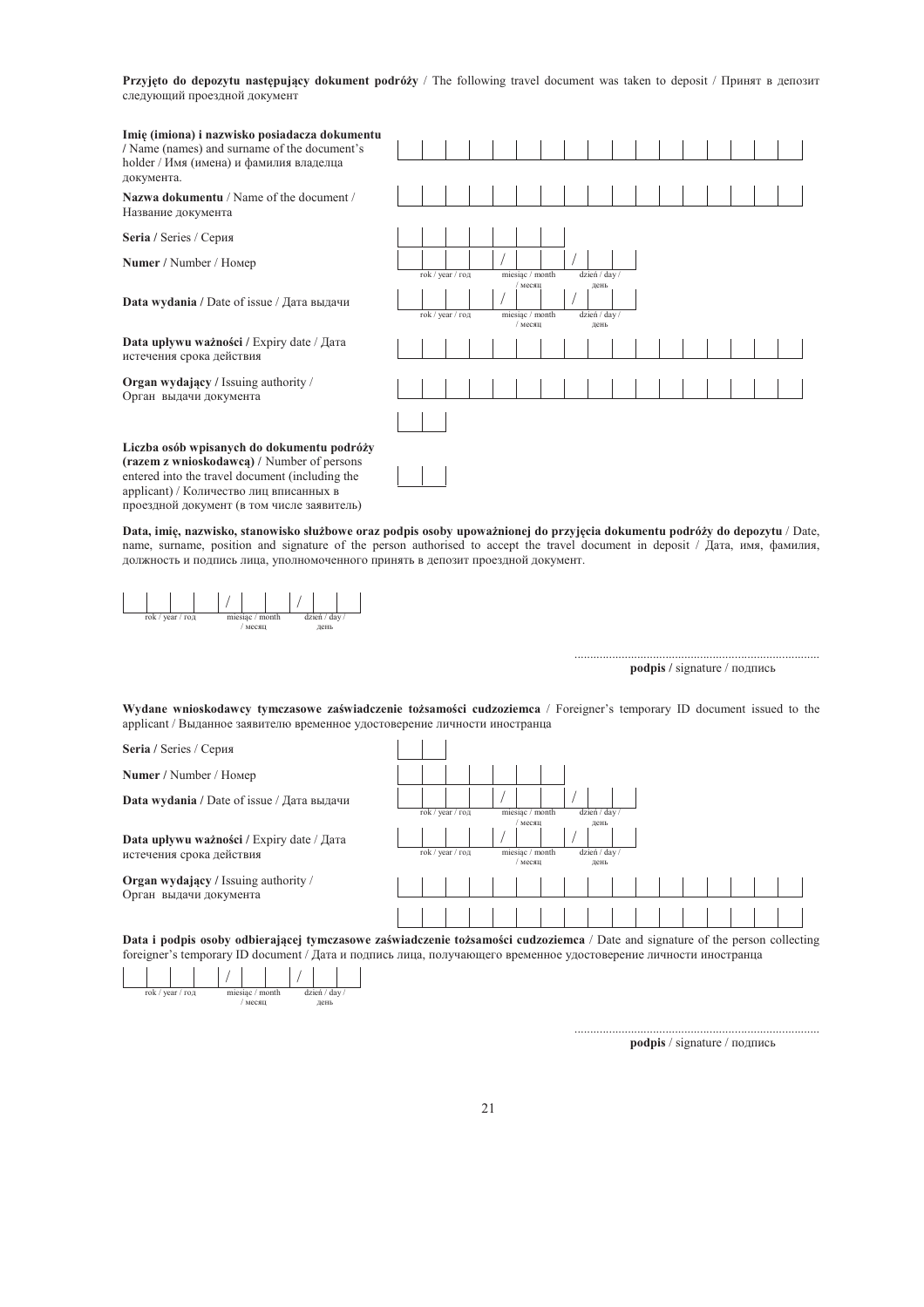**Przyjęto do depozytu następujący dokument podróży** / The following travel document was taken to deposit / Принят в депозит следующий проездной документ

| | |
|---|---|
| **Imię (imiona) i nazwisko posiadacza dokumentu** / Name (names) and surname of the document's holder / Имя (имена) и фамилия владелца документа. | |
| **Nazwa dokumentu** / Name of the document / Название документа | |
| **Seria** / Series / Серия | |
| **Numer** / Number / Номер | rok / year / год / miesiąc / month / месяц / dzień / day / день |
| **Data wydania** / Date of issue / Дата выдачи | rok / year / год / miesiąc / month / месяц / dzień / day / день |
| **Data upływu ważności** / Expiry date / Дата истечения срока действия | |
| **Organ wydający** / Issuing authority / Орган выдачи документа | |
| | |
| **Liczba osób wpisanych do dokumentu podróży (razem z wnioskodawcą)** / Number of persons entered into the travel document (including the applicant) / Количество лиц вписанных в проездной документ (в том числе заявитель) | |

**Data, imię, nazwisko, stanowisko służbowe oraz podpis osoby upoważnionej do przyjęcia dokumentu podróży do depozytu** / Date, name, surname, position and signature of the person authorised to accept the travel document in deposit / Дата, имя, фамилия, должность и подпись лица, уполномоченного принять в депозит проездной документ.

rok / year / год / miesiąc / month / месяц / dzień / day / день

.............................................................................
**podpis** / signature / подпись

**Wydane wnioskodawcy tymczasowe zaświadczenie tożsamości cudzoziemca** / Foreigner's temporary ID document issued to the applicant / Выданное заявителю временное удостоверение личности иностранца

| | |
|---|---|
| **Seria** / Series / Серия | |
| **Numer** / Number / Номер | |
| **Data wydania** / Date of issue / Дата выдачи | rok / year / год / miesiąc / month / месяц / dzień / day / день |
| **Data upływu ważności** / Expiry date / Дата истечения срока действия | rok / year / год / miesiąc / month / месяц / dzień / day / день |
| **Organ wydający** / Issuing authority / Орган выдачи документа | |
| | |

**Data i podpis osoby odbierającej tymczasowe zaświadczenie tożsamości cudzoziemca** / Date and signature of the person collecting foreigner's temporary ID document / Дата и подпись лица, получающего временное удостоверение личности иностранца

rok / year / год / miesiąc / month / месяц / dzień / day / день

.............................................................................
**podpis** / signature / подпись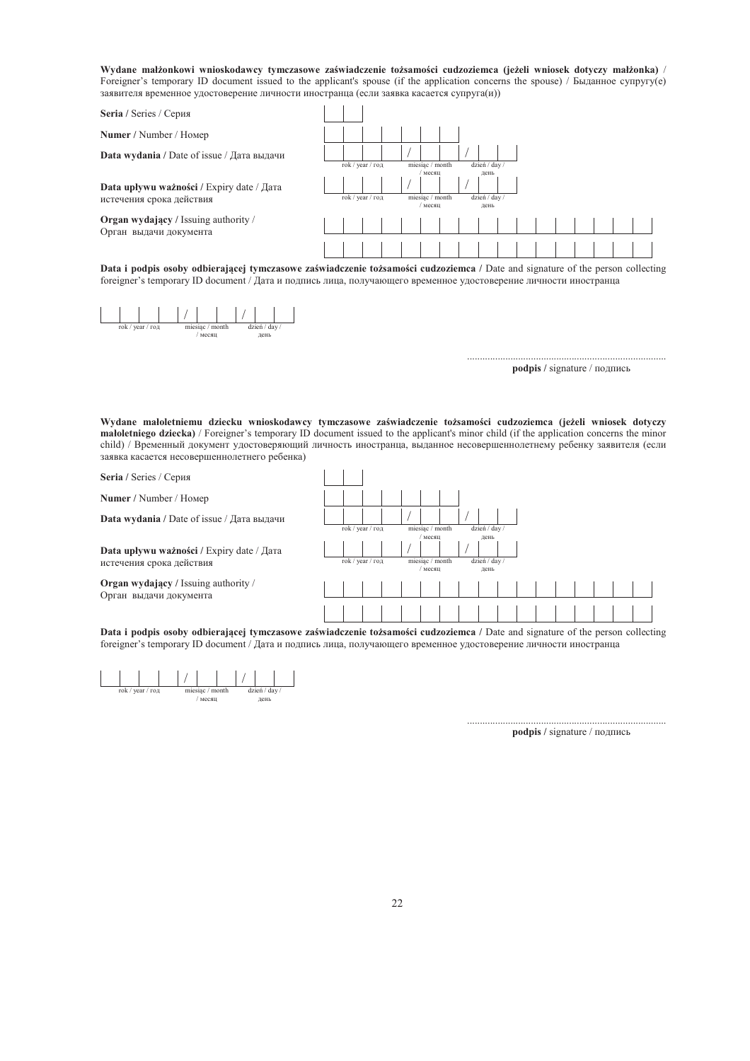**Wydane małżonkowi wnioskodawcy tymczasowe zaświadczenie tożsamości cudzoziemca (jeżeli wniosek dotyczy małżonka)** / Foreigner's temporary ID document issued to the applicant's spouse (if the application concerns the spouse) / Быданное супругу(е) заявителя временное удостоверение личности иностранца (если заявка касается супруга(и))

**Seria /** Series / Серия

**Numer /** Number / Номер

**Data wydania /** Date of issue / Дата выдачи

rok / year / год / miesiąc / month / месяц / dzień / day / день

**Data upływu ważności /** Expiry date / Дата истечения срока действия

rok / year / год / miesiąc / month / месяц / dzień / day / день

**Organ wydający /** Issuing authority / Орган выдачи документа

**Data i podpis osoby odbierającej tymczasowe zaświadczenie tożsamości cudzoziemca /** Date and signature of the person collecting foreigner's temporary ID document / Дата и подпись лица, получающего временное удостоверение личности иностранца

rok / year / год / miesiąc / month / месяц / dzień / day / день

.............................................................................

**podpis /** signature / подпись

**Wydane małoletniemu dziecku wnioskodawcy tymczasowe zaświadczenie tożsamości cudzoziemca (jeżeli wniosek dotyczy małoletniego dziecka)** / Foreigner's temporary ID document issued to the applicant's minor child (if the application concerns the minor child) / Временный документ удостоверяющий личность иностранца, выданное несовершеннолетнему ребенку заявителя (если заявка касается несовершеннолетнего ребенка)

**Seria /** Series / Серия

**Numer /** Number / Номер

**Data wydania /** Date of issue / Дата выдачи

rok / year / год / miesiąc / month / месяц / dzień / day / день

**Data upływu ważności /** Expiry date / Дата истечения срока действия

rok / year / год / miesiąc / month / месяц / dzień / day / день

**Organ wydający /** Issuing authority / Орган выдачи документа

**Data i podpis osoby odbierającej tymczasowe zaświadczenie tożsamości cudzoziemca /** Date and signature of the person collecting foreigner's temporary ID document / Дата и подпись лица, получающего временное удостоверение личности иностранца

rok / year / год / miesiąc / month / месяц / dzień / day / день

.............................................................................

**podpis /** signature / подпись